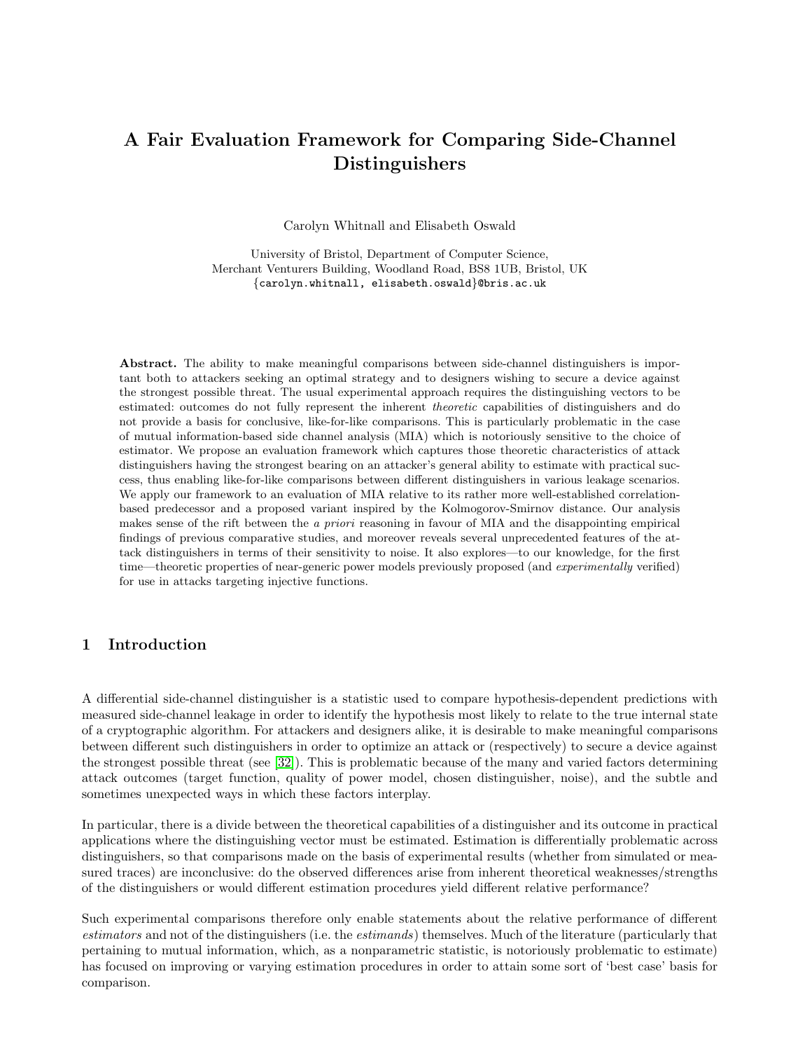# A Fair Evaluation Framework for Comparing Side-Channel Distinguishers

Carolyn Whitnall and Elisabeth Oswald

University of Bristol, Department of Computer Science,
Merchant Venturers Building, Woodland Road, BS8 1UB, Bristol, UK
{carolyn.whitnall, elisabeth.oswald}@bris.ac.uk

**Abstract.** The ability to make meaningful comparisons between side-channel distinguishers is important both to attackers seeking an optimal strategy and to designers wishing to secure a device against the strongest possible threat. The usual experimental approach requires the distinguishing vectors to be estimated: outcomes do not fully represent the inherent *theoretic* capabilities of distinguishers and do not provide a basis for conclusive, like-for-like comparisons. This is particularly problematic in the case of mutual information-based side channel analysis (MIA) which is notoriously sensitive to the choice of estimator. We propose an evaluation framework which captures those theoretic characteristics of attack distinguishers having the strongest bearing on an attacker's general ability to estimate with practical success, thus enabling like-for-like comparisons between different distinguishers in various leakage scenarios. We apply our framework to an evaluation of MIA relative to its rather more well-established correlation-based predecessor and a proposed variant inspired by the Kolmogorov-Smirnov distance. Our analysis makes sense of the rift between the *a priori* reasoning in favour of MIA and the disappointing empirical findings of previous comparative studies, and moreover reveals several unprecedented features of the attack distinguishers in terms of their sensitivity to noise. It also explores—to our knowledge, for the first time—theoretic properties of near-generic power models previously proposed (and *experimentally* verified) for use in attacks targeting injective functions.

## 1 Introduction

A differential side-channel distinguisher is a statistic used to compare hypothesis-dependent predictions with measured side-channel leakage in order to identify the hypothesis most likely to relate to the true internal state of a cryptographic algorithm. For attackers and designers alike, it is desirable to make meaningful comparisons between different such distinguishers in order to optimize an attack or (respectively) to secure a device against the strongest possible threat (see [32]). This is problematic because of the many and varied factors determining attack outcomes (target function, quality of power model, chosen distinguisher, noise), and the subtle and sometimes unexpected ways in which these factors interplay.

In particular, there is a divide between the theoretical capabilities of a distinguisher and its outcome in practical applications where the distinguishing vector must be estimated. Estimation is differentially problematic across distinguishers, so that comparisons made on the basis of experimental results (whether from simulated or measured traces) are inconclusive: do the observed differences arise from inherent theoretical weaknesses/strengths of the distinguishers or would different estimation procedures yield different relative performance?

Such experimental comparisons therefore only enable statements about the relative performance of different *estimators* and not of the distinguishers (i.e. the *estimands*) themselves. Much of the literature (particularly that pertaining to mutual information, which, as a nonparametric statistic, is notoriously problematic to estimate) has focused on improving or varying estimation procedures in order to attain some sort of 'best case' basis for comparison.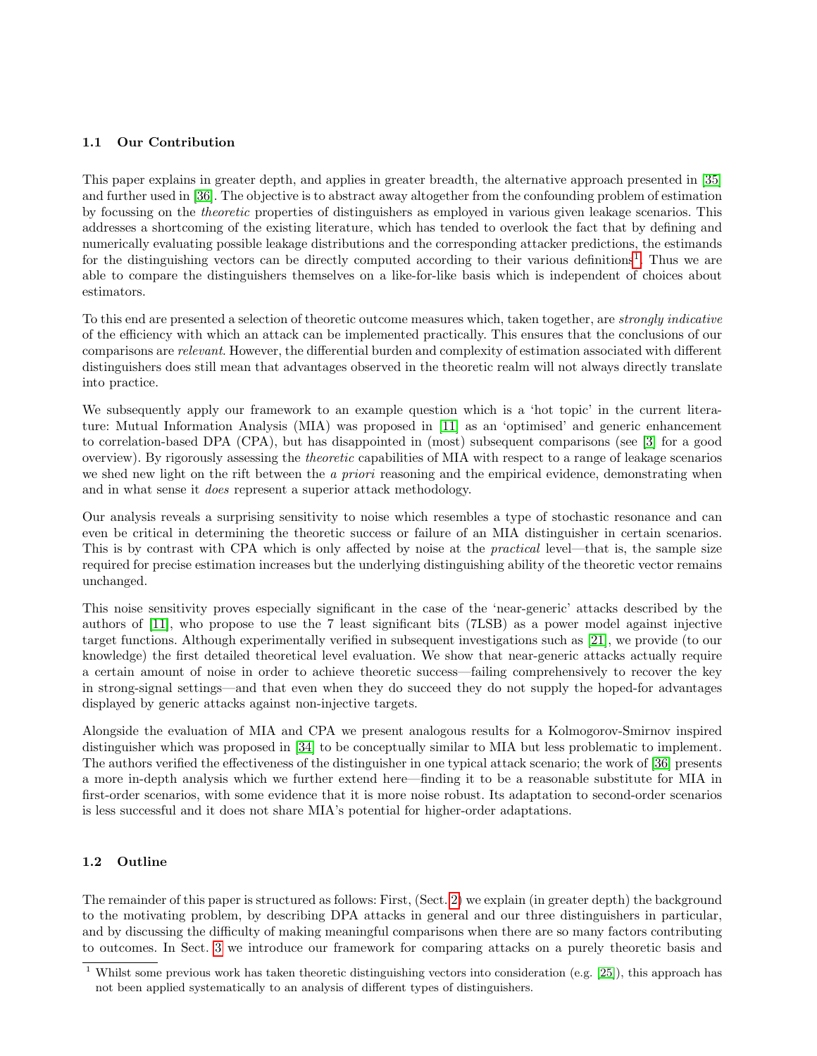### 1.1 Our Contribution

This paper explains in greater depth, and applies in greater breadth, the alternative approach presented in [35] and further used in [36]. The objective is to abstract away altogether from the confounding problem of estimation by focussing on the *theoretic* properties of distinguishers as employed in various given leakage scenarios. This addresses a shortcoming of the existing literature, which has tended to overlook the fact that by defining and numerically evaluating possible leakage distributions and the corresponding attacker predictions, the estimands for the distinguishing vectors can be directly computed according to their various definitions[1]. Thus we are able to compare the distinguishers themselves on a like-for-like basis which is independent of choices about estimators.

To this end are presented a selection of theoretic outcome measures which, taken together, are *strongly indicative* of the efficiency with which an attack can be implemented practically. This ensures that the conclusions of our comparisons are *relevant*. However, the differential burden and complexity of estimation associated with different distinguishers does still mean that advantages observed in the theoretic realm will not always directly translate into practice.

We subsequently apply our framework to an example question which is a 'hot topic' in the current literature: Mutual Information Analysis (MIA) was proposed in [11] as an 'optimised' and generic enhancement to correlation-based DPA (CPA), but has disappointed in (most) subsequent comparisons (see [3] for a good overview). By rigorously assessing the *theoretic* capabilities of MIA with respect to a range of leakage scenarios we shed new light on the rift between the *a priori* reasoning and the empirical evidence, demonstrating when and in what sense it *does* represent a superior attack methodology.

Our analysis reveals a surprising sensitivity to noise which resembles a type of stochastic resonance and can even be critical in determining the theoretic success or failure of an MIA distinguisher in certain scenarios. This is by contrast with CPA which is only affected by noise at the *practical* level—that is, the sample size required for precise estimation increases but the underlying distinguishing ability of the theoretic vector remains unchanged.

This noise sensitivity proves especially significant in the case of the 'near-generic' attacks described by the authors of [11], who propose to use the 7 least significant bits (7LSB) as a power model against injective target functions. Although experimentally verified in subsequent investigations such as [21], we provide (to our knowledge) the first detailed theoretical level evaluation. We show that near-generic attacks actually require a certain amount of noise in order to achieve theoretic success—failing comprehensively to recover the key in strong-signal settings—and that even when they do succeed they do not supply the hoped-for advantages displayed by generic attacks against non-injective targets.

Alongside the evaluation of MIA and CPA we present analogous results for a Kolmogorov-Smirnov inspired distinguisher which was proposed in [34] to be conceptually similar to MIA but less problematic to implement. The authors verified the effectiveness of the distinguisher in one typical attack scenario; the work of [36] presents a more in-depth analysis which we further extend here—finding it to be a reasonable substitute for MIA in first-order scenarios, with some evidence that it is more noise robust. Its adaptation to second-order scenarios is less successful and it does not share MIA's potential for higher-order adaptations.

### 1.2 Outline

The remainder of this paper is structured as follows: First, (Sect. 2) we explain (in greater depth) the background to the motivating problem, by describing DPA attacks in general and our three distinguishers in particular, and by discussing the difficulty of making meaningful comparisons when there are so many factors contributing to outcomes. In Sect. 3 we introduce our framework for comparing attacks on a purely theoretic basis and

[1] Whilst some previous work has taken theoretic distinguishing vectors into consideration (e.g. [25]), this approach has not been applied systematically to an analysis of different types of distinguishers.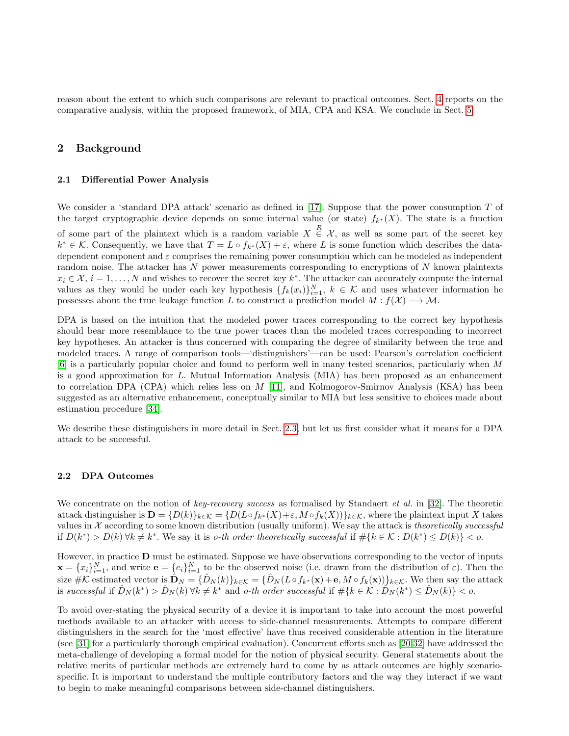reason about the extent to which such comparisons are relevant to practical outcomes. Sect. 4 reports on the comparative analysis, within the proposed framework, of MIA, CPA and KSA. We conclude in Sect. 5.

## 2 Background

### 2.1 Differential Power Analysis

We consider a 'standard DPA attack' scenario as defined in [17]. Suppose that the power consumption $T$ of the target cryptographic device depends on some internal value (or state) $f_{k^*}(X)$. The state is a function of some part of the plaintext which is a random variable $X \overset{R}{\in} \mathcal{X}$, as well as some part of the secret key $k^* \in \mathcal{K}$. Consequently, we have that $T = L \circ f_{k^*}(X) + \varepsilon$, where $L$ is some function which describes the data-dependent component and $\varepsilon$ comprises the remaining power consumption which can be modeled as independent random noise. The attacker has $N$ power measurements corresponding to encryptions of $N$ known plaintexts $x_i \in \mathcal{X}$, $i = 1, \ldots, N$ and wishes to recover the secret key $k^*$. The attacker can accurately compute the internal values as they would be under each key hypothesis $\{f_k(x_i)\}_{i=1}^N$, $k \in \mathcal{K}$ and uses whatever information he possesses about the true leakage function $L$ to construct a prediction model $M : f(\mathcal{X}) \longrightarrow \mathcal{M}$.

DPA is based on the intuition that the modeled power traces corresponding to the correct key hypothesis should bear more resemblance to the true power traces than the modeled traces corresponding to incorrect key hypotheses. An attacker is thus concerned with comparing the degree of similarity between the true and modeled traces. A range of comparison tools—'distinguishers'—can be used: Pearson's correlation coefficient [6] is a particularly popular choice and found to perform well in many tested scenarios, particularly when $M$ is a good approximation for $L$. Mutual Information Analysis (MIA) has been proposed as an enhancement to correlation DPA (CPA) which relies less on $M$ [11], and Kolmogorov-Smirnov Analysis (KSA) has been suggested as an alternative enhancement, conceptually similar to MIA but less sensitive to choices made about estimation procedure [34].

We describe these distinguishers in more detail in Sect. 2.3, but let us first consider what it means for a DPA attack to be successful.

### 2.2 DPA Outcomes

We concentrate on the notion of *key-recovery success* as formalised by Standaert *et al.* in [32]. The theoretic attack distinguisher is $\mathbf{D} = \{D(k)\}_{k\in\mathcal{K}} = \{D(L\circ f_{k^*}(X)+\varepsilon, M\circ f_k(X))\}_{k\in\mathcal{K}}$, where the plaintext input $X$ takes values in $\mathcal{X}$ according to some known distribution (usually uniform). We say the attack is *theoretically successful* if $D(k^*) > D(k)\ \forall k \neq k^*$. We say it is *o-th order theoretically successful* if $\#\{k \in \mathcal{K} : D(k^*) \leq D(k)\} < o$.

However, in practice $\mathbf{D}$ must be estimated. Suppose we have observations corresponding to the vector of inputs $\mathbf{x} = \{x_i\}_{i=1}^N$, and write $\mathbf{e} = \{e_i\}_{i=1}^N$ to be the observed noise (i.e. drawn from the distribution of $\varepsilon$). Then the size $\#\mathcal{K}$ estimated vector is $\hat{\mathbf{D}}_N = \{\hat{D}_N(k)\}_{k\in\mathcal{K}} = \{\hat{D}_N(L\circ f_{k^*}(\mathbf{x})+\mathbf{e}, M\circ f_k(\mathbf{x}))\}_{k\in\mathcal{K}}$. We then say the attack is *successful* if $\hat{D}_N(k^*) > \hat{D}_N(k)\ \forall k \neq k^*$ and *o-th order successful* if $\#\{k \in \mathcal{K} : \hat{D}_N(k^*) \leq \hat{D}_N(k)\} < o$.

To avoid over-stating the physical security of a device it is important to take into account the most powerful methods available to an attacker with access to side-channel measurements. Attempts to compare different distinguishers in the search for the 'most effective' have thus received considerable attention in the literature (see [31] for a particularly thorough empirical evaluation). Concurrent efforts such as [20,32] have addressed the meta-challenge of developing a formal model for the notion of physical security. General statements about the relative merits of particular methods are extremely hard to come by as attack outcomes are highly scenario-specific. It is important to understand the multiple contributory factors and the way they interact if we want to begin to make meaningful comparisons between side-channel distinguishers.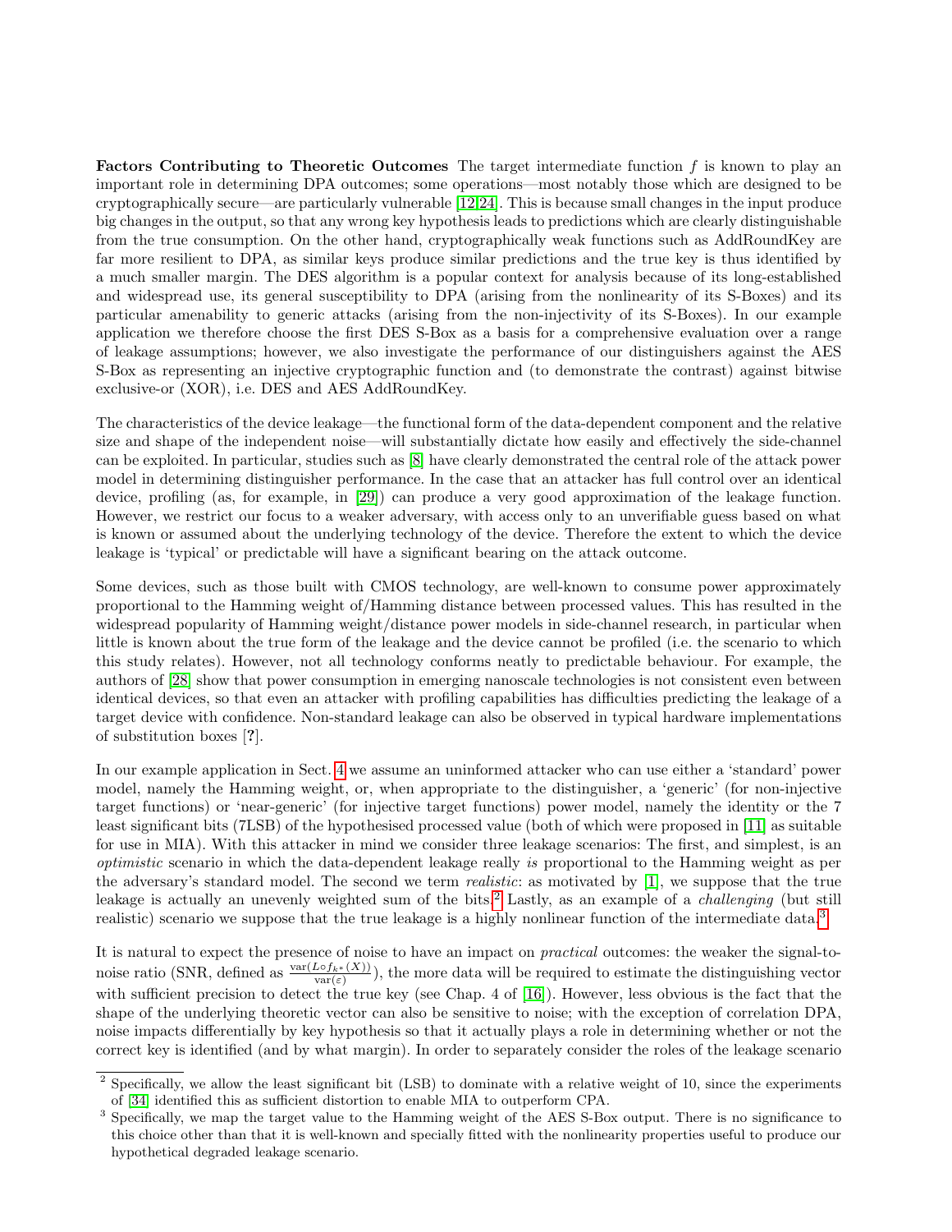**Factors Contributing to Theoretic Outcomes** The target intermediate function $f$ is known to play an important role in determining DPA outcomes; some operations—most notably those which are designed to be cryptographically secure—are particularly vulnerable [12,24]. This is because small changes in the input produce big changes in the output, so that any wrong key hypothesis leads to predictions which are clearly distinguishable from the true consumption. On the other hand, cryptographically weak functions such as AddRoundKey are far more resilient to DPA, as similar keys produce similar predictions and the true key is thus identified by a much smaller margin. The DES algorithm is a popular context for analysis because of its long-established and widespread use, its general susceptibility to DPA (arising from the nonlinearity of its S-Boxes) and its particular amenability to generic attacks (arising from the non-injectivity of its S-Boxes). In our example application we therefore choose the first DES S-Box as a basis for a comprehensive evaluation over a range of leakage assumptions; however, we also investigate the performance of our distinguishers against the AES S-Box as representing an injective cryptographic function and (to demonstrate the contrast) against bitwise exclusive-or (XOR), i.e. DES and AES AddRoundKey.

The characteristics of the device leakage—the functional form of the data-dependent component and the relative size and shape of the independent noise—will substantially dictate how easily and effectively the side-channel can be exploited. In particular, studies such as [8] have clearly demonstrated the central role of the attack power model in determining distinguisher performance. In the case that an attacker has full control over an identical device, profiling (as, for example, in [29]) can produce a very good approximation of the leakage function. However, we restrict our focus to a weaker adversary, with access only to an unverifiable guess based on what is known or assumed about the underlying technology of the device. Therefore the extent to which the device leakage is 'typical' or predictable will have a significant bearing on the attack outcome.

Some devices, such as those built with CMOS technology, are well-known to consume power approximately proportional to the Hamming weight of/Hamming distance between processed values. This has resulted in the widespread popularity of Hamming weight/distance power models in side-channel research, in particular when little is known about the true form of the leakage and the device cannot be profiled (i.e. the scenario to which this study relates). However, not all technology conforms neatly to predictable behaviour. For example, the authors of [28] show that power consumption in emerging nanoscale technologies is not consistent even between identical devices, so that even an attacker with profiling capabilities has difficulties predicting the leakage of a target device with confidence. Non-standard leakage can also be observed in typical hardware implementations of substitution boxes [?].

In our example application in Sect. 4 we assume an uninformed attacker who can use either a 'standard' power model, namely the Hamming weight, or, when appropriate to the distinguisher, a 'generic' (for non-injective target functions) or 'near-generic' (for injective target functions) power model, namely the identity or the 7 least significant bits (7LSB) of the hypothesised processed value (both of which were proposed in [11] as suitable for use in MIA). With this attacker in mind we consider three leakage scenarios: The first, and simplest, is an *optimistic* scenario in which the data-dependent leakage really *is* proportional to the Hamming weight as per the adversary's standard model. The second we term *realistic*: as motivated by [1], we suppose that the true leakage is actually an unevenly weighted sum of the bits.[2] Lastly, as an example of a *challenging* (but still realistic) scenario we suppose that the true leakage is a highly nonlinear function of the intermediate data.[3]

It is natural to expect the presence of noise to have an impact on *practical* outcomes: the weaker the signal-to-noise ratio (SNR, defined as $\frac{\text{var}(L \circ f_{k^*}(X))}{\text{var}(\varepsilon)}$), the more data will be required to estimate the distinguishing vector with sufficient precision to detect the true key (see Chap. 4 of [16]). However, less obvious is the fact that the shape of the underlying theoretic vector can also be sensitive to noise; with the exception of correlation DPA, noise impacts differentially by key hypothesis so that it actually plays a role in determining whether or not the correct key is identified (and by what margin). In order to separately consider the roles of the leakage scenario

[2] Specifically, we allow the least significant bit (LSB) to dominate with a relative weight of 10, since the experiments of [34] identified this as sufficient distortion to enable MIA to outperform CPA.

[3] Specifically, we map the target value to the Hamming weight of the AES S-Box output. There is no significance to this choice other than that it is well-known and specially fitted with the nonlinearity properties useful to produce our hypothetical degraded leakage scenario.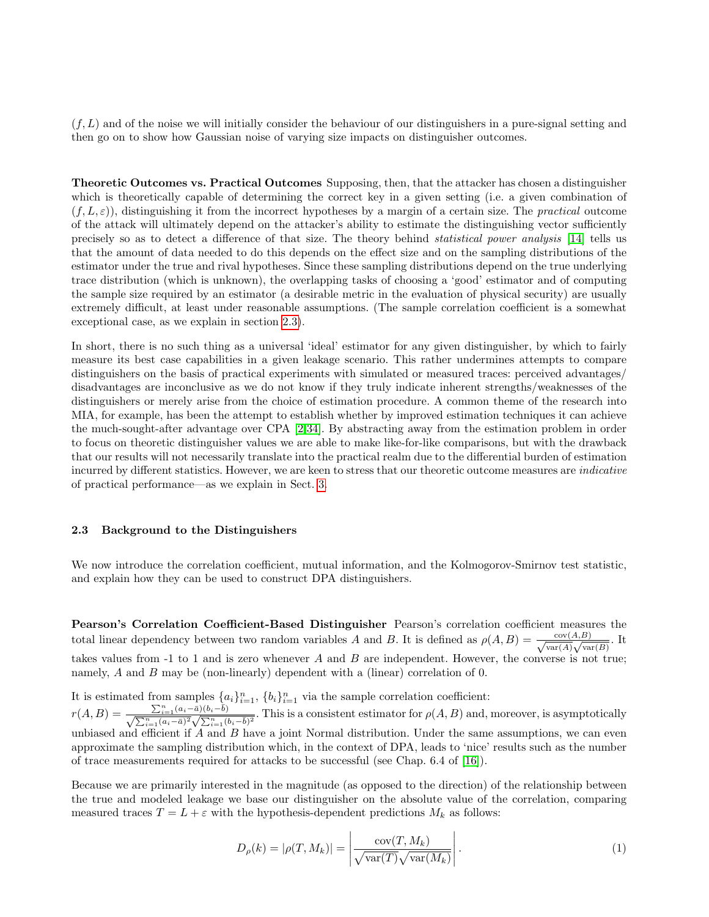$(f, L)$ and of the noise we will initially consider the behaviour of our distinguishers in a pure-signal setting and then go on to show how Gaussian noise of varying size impacts on distinguisher outcomes.

**Theoretic Outcomes vs. Practical Outcomes** Supposing, then, that the attacker has chosen a distinguisher which is theoretically capable of determining the correct key in a given setting (i.e. a given combination of $(f, L, \varepsilon)$), distinguishing it from the incorrect hypotheses by a margin of a certain size. The *practical* outcome of the attack will ultimately depend on the attacker's ability to estimate the distinguishing vector sufficiently precisely so as to detect a difference of that size. The theory behind *statistical power analysis* [14] tells us that the amount of data needed to do this depends on the effect size and on the sampling distributions of the estimator under the true and rival hypotheses. Since these sampling distributions depend on the true underlying trace distribution (which is unknown), the overlapping tasks of choosing a 'good' estimator and of computing the sample size required by an estimator (a desirable metric in the evaluation of physical security) are usually extremely difficult, at least under reasonable assumptions. (The sample correlation coefficient is a somewhat exceptional case, as we explain in section 2.3).

In short, there is no such thing as a universal 'ideal' estimator for any given distinguisher, by which to fairly measure its best case capabilities in a given leakage scenario. This rather undermines attempts to compare distinguishers on the basis of practical experiments with simulated or measured traces: perceived advantages/ disadvantages are inconclusive as we do not know if they truly indicate inherent strengths/weaknesses of the distinguishers or merely arise from the choice of estimation procedure. A common theme of the research into MIA, for example, has been the attempt to establish whether by improved estimation techniques it can achieve the much-sought-after advantage over CPA [2,34]. By abstracting away from the estimation problem in order to focus on theoretic distinguisher values we are able to make like-for-like comparisons, but with the drawback that our results will not necessarily translate into the practical realm due to the differential burden of estimation incurred by different statistics. However, we are keen to stress that our theoretic outcome measures are *indicative* of practical performance—as we explain in Sect. 3.

### 2.3 Background to the Distinguishers

We now introduce the correlation coefficient, mutual information, and the Kolmogorov-Smirnov test statistic, and explain how they can be used to construct DPA distinguishers.

**Pearson's Correlation Coefficient-Based Distinguisher** Pearson's correlation coefficient measures the total linear dependency between two random variables $A$ and $B$. It is defined as $\rho(A, B) = \frac{\text{cov}(A,B)}{\sqrt{\text{var}(A)}\sqrt{\text{var}(B)}}$. It takes values from -1 to 1 and is zero whenever $A$ and $B$ are independent. However, the converse is not true; namely, $A$ and $B$ may be (non-linearly) dependent with a (linear) correlation of 0.

It is estimated from samples $\{a_i\}_{i=1}^n$, $\{b_i\}_{i=1}^n$ via the sample correlation coefficient:
$r(A, B) = \frac{\sum_{i=1}^n (a_i - \bar{a})(b_i - \bar{b})}{\sqrt{\sum_{i=1}^n (a_i - \bar{a})^2}\sqrt{\sum_{i=1}^n (b_i - \bar{b})^2}}$. This is a consistent estimator for $\rho(A, B)$ and, moreover, is asymptotically unbiased and efficient if $A$ and $B$ have a joint Normal distribution. Under the same assumptions, we can even approximate the sampling distribution which, in the context of DPA, leads to 'nice' results such as the number of trace measurements required for attacks to be successful (see Chap. 6.4 of [16]).

Because we are primarily interested in the magnitude (as opposed to the direction) of the relationship between the true and modeled leakage we base our distinguisher on the absolute value of the correlation, comparing measured traces $T = L + \varepsilon$ with the hypothesis-dependent predictions $M_k$ as follows:

$$D_\rho(k) = |\rho(T, M_k)| = \left| \frac{\text{cov}(T, M_k)}{\sqrt{\text{var}(T)}\sqrt{\text{var}(M_k)}} \right|. \tag{1}$$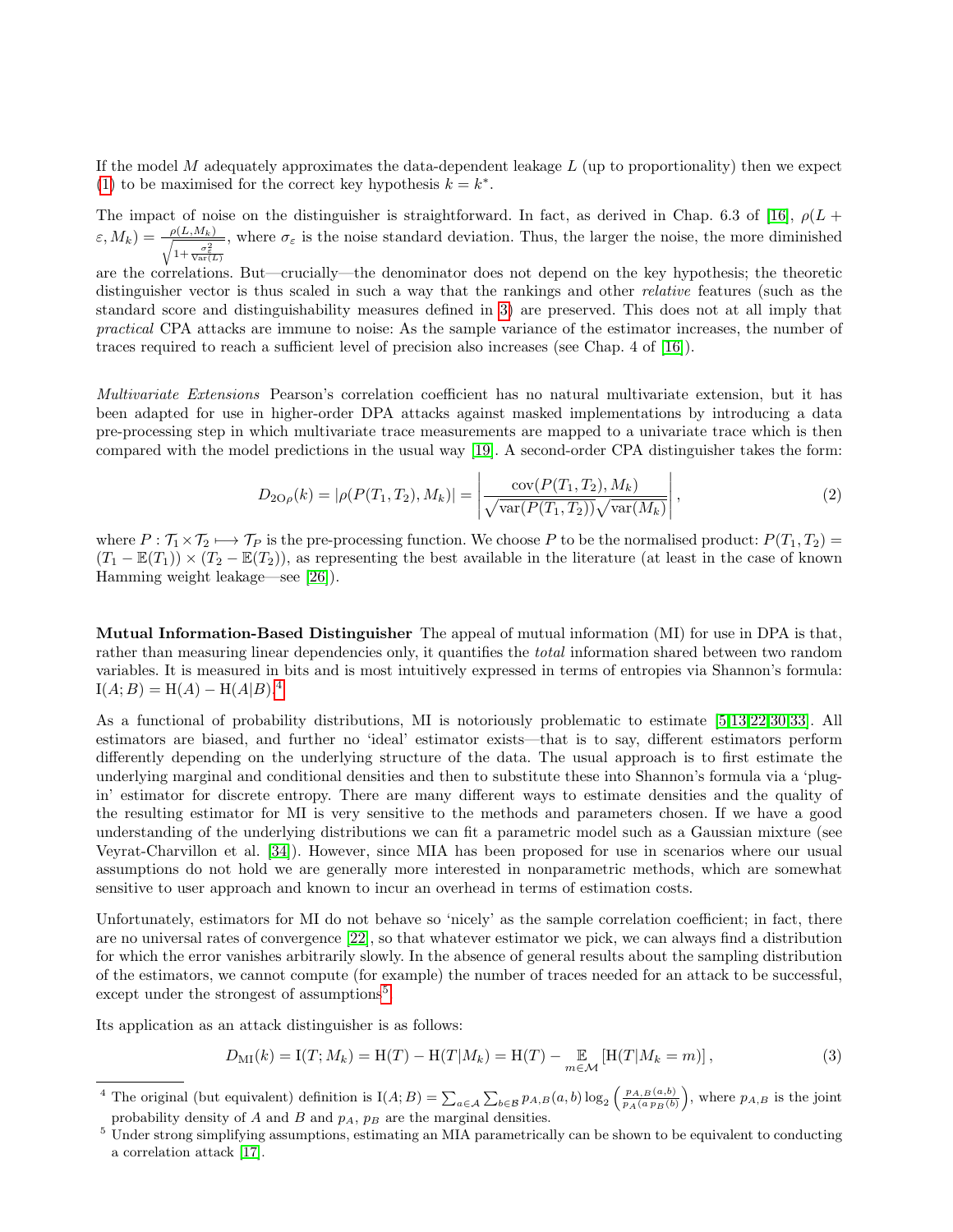If the model $M$ adequately approximates the data-dependent leakage $L$ (up to proportionality) then we expect (1) to be maximised for the correct key hypothesis $k = k^*$.

The impact of noise on the distinguisher is straightforward. In fact, as derived in Chap. 6.3 of [16], $\rho(L + \varepsilon, M_k) = \frac{\rho(L, M_k)}{\sqrt{1 + \frac{\sigma_\varepsilon^2}{\mathrm{Var}(L)}}}$, where $\sigma_\varepsilon$ is the noise standard deviation. Thus, the larger the noise, the more diminished are the correlations. But—crucially—the denominator does not depend on the key hypothesis; the theoretic distinguisher vector is thus scaled in such a way that the rankings and other *relative* features (such as the standard score and distinguishability measures defined in 3) are preserved. This does not at all imply that *practical* CPA attacks are immune to noise: As the sample variance of the estimator increases, the number of traces required to reach a sufficient level of precision also increases (see Chap. 4 of [16]).

*Multivariate Extensions* Pearson's correlation coefficient has no natural multivariate extension, but it has been adapted for use in higher-order DPA attacks against masked implementations by introducing a data pre-processing step in which multivariate trace measurements are mapped to a univariate trace which is then compared with the model predictions in the usual way [19]. A second-order CPA distinguisher takes the form:

$$D_{2\mathrm{O}\rho}(k) = |\rho(P(T_1, T_2), M_k)| = \left| \frac{\mathrm{cov}(P(T_1, T_2), M_k)}{\sqrt{\mathrm{var}(P(T_1, T_2))}\sqrt{\mathrm{var}(M_k)}} \right|, \tag{2}$$

where $P : \mathcal{T}_1 \times \mathcal{T}_2 \longmapsto \mathcal{T}_P$ is the pre-processing function. We choose $P$ to be the normalised product: $P(T_1, T_2) = (T_1 - \mathbb{E}(T_1)) \times (T_2 - \mathbb{E}(T_2))$, as representing the best available in the literature (at least in the case of known Hamming weight leakage—see [26]).

**Mutual Information-Based Distinguisher** The appeal of mutual information (MI) for use in DPA is that, rather than measuring linear dependencies only, it quantifies the *total* information shared between two random variables. It is measured in bits and is most intuitively expressed in terms of entropies via Shannon's formula: $\mathrm{I}(A; B) = \mathrm{H}(A) - \mathrm{H}(A|B)$.[4]

As a functional of probability distributions, MI is notoriously problematic to estimate [5,13,22,30,33]. All estimators are biased, and further no 'ideal' estimator exists—that is to say, different estimators perform differently depending on the underlying structure of the data. The usual approach is to first estimate the underlying marginal and conditional densities and then to substitute these into Shannon's formula via a 'plug-in' estimator for discrete entropy. There are many different ways to estimate densities and the quality of the resulting estimator for MI is very sensitive to the methods and parameters chosen. If we have a good understanding of the underlying distributions we can fit a parametric model such as a Gaussian mixture (see Veyrat-Charvillon et al. [34]). However, since MIA has been proposed for use in scenarios where our usual assumptions do not hold we are generally more interested in nonparametric methods, which are somewhat sensitive to user approach and known to incur an overhead in terms of estimation costs.

Unfortunately, estimators for MI do not behave so 'nicely' as the sample correlation coefficient; in fact, there are no universal rates of convergence [22], so that whatever estimator we pick, we can always find a distribution for which the error vanishes arbitrarily slowly. In the absence of general results about the sampling distribution of the estimators, we cannot compute (for example) the number of traces needed for an attack to be successful, except under the strongest of assumptions[5].

Its application as an attack distinguisher is as follows:

$$D_{\mathrm{MI}}(k) = \mathrm{I}(T; M_k) = \mathrm{H}(T) - \mathrm{H}(T|M_k) = \mathrm{H}(T) - \mathop{\mathbb{E}}_{m \in \mathcal{M}} \left[ \mathrm{H}(T|M_k = m) \right], \tag{3}$$

[4] The original (but equivalent) definition is $\mathrm{I}(A; B) = \sum_{a \in \mathcal{A}} \sum_{b \in \mathcal{B}} p_{A,B}(a, b) \log_2 \left( \frac{p_{A,B}(a,b)}{p_A(a)\, p_B(b)} \right)$, where $p_{A,B}$ is the joint probability density of $A$ and $B$ and $p_A$, $p_B$ are the marginal densities.

[5] Under strong simplifying assumptions, estimating an MIA parametrically can be shown to be equivalent to conducting a correlation attack [17].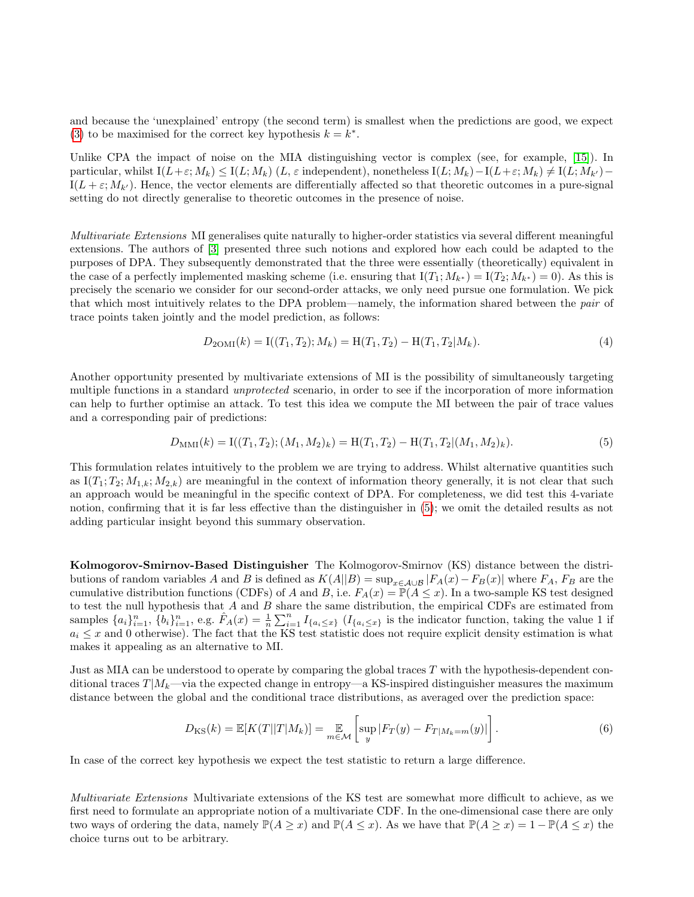and because the 'unexplained' entropy (the second term) is smallest when the predictions are good, we expect (3) to be maximised for the correct key hypothesis $k = k^*$.

Unlike CPA the impact of noise on the MIA distinguishing vector is complex (see, for example, [15]). In particular, whilst $\mathrm{I}(L+\varepsilon; M_k) \leq \mathrm{I}(L; M_k)$ ($L$, $\varepsilon$ independent), nonetheless $\mathrm{I}(L; M_k) - \mathrm{I}(L+\varepsilon; M_k) \neq \mathrm{I}(L; M_{k'}) - \mathrm{I}(L+\varepsilon; M_{k'})$. Hence, the vector elements are differentially affected so that theoretic outcomes in a pure-signal setting do not directly generalise to theoretic outcomes in the presence of noise.

*Multivariate Extensions* MI generalises quite naturally to higher-order statistics via several different meaningful extensions. The authors of [3] presented three such notions and explored how each could be adapted to the purposes of DPA. They subsequently demonstrated that the three were essentially (theoretically) equivalent in the case of a perfectly implemented masking scheme (i.e. ensuring that $\mathrm{I}(T_1; M_{k^*}) = \mathrm{I}(T_2; M_{k^*}) = 0$). As this is precisely the scenario we consider for our second-order attacks, we only need pursue one formulation. We pick that which most intuitively relates to the DPA problem—namely, the information shared between the *pair* of trace points taken jointly and the model prediction, as follows:

$$D_{\mathrm{2OMI}}(k) = \mathrm{I}((T_1, T_2); M_k) = \mathrm{H}(T_1, T_2) - \mathrm{H}(T_1, T_2 | M_k). \tag{4}$$

Another opportunity presented by multivariate extensions of MI is the possibility of simultaneously targeting multiple functions in a standard *unprotected* scenario, in order to see if the incorporation of more information can help to further optimise an attack. To test this idea we compute the MI between the pair of trace values and a corresponding pair of predictions:

$$D_{\mathrm{MMI}}(k) = \mathrm{I}((T_1, T_2); (M_1, M_2)_k) = \mathrm{H}(T_1, T_2) - \mathrm{H}(T_1, T_2 | (M_1, M_2)_k). \tag{5}$$

This formulation relates intuitively to the problem we are trying to address. Whilst alternative quantities such as $\mathrm{I}(T_1; T_2; M_{1,k}; M_{2,k})$ are meaningful in the context of information theory generally, it is not clear that such an approach would be meaningful in the specific context of DPA. For completeness, we did test this 4-variate notion, confirming that it is far less effective than the distinguisher in (5); we omit the detailed results as not adding particular insight beyond this summary observation.

**Kolmogorov-Smirnov-Based Distinguisher** The Kolmogorov-Smirnov (KS) distance between the distributions of random variables $A$ and $B$ is defined as $K(A||B) = \sup_{x \in \mathcal{A} \cup \mathcal{B}} |F_A(x) - F_B(x)|$ where $F_A$, $F_B$ are the cumulative distribution functions (CDFs) of $A$ and $B$, i.e. $F_A(x) = \mathbb{P}(A \leq x)$. In a two-sample KS test designed to test the null hypothesis that $A$ and $B$ share the same distribution, the empirical CDFs are estimated from samples $\{a_i\}_{i=1}^n$, $\{b_i\}_{i=1}^n$, e.g. $\hat{F}_A(x) = \frac{1}{n} \sum_{i=1}^n I_{\{a_i \leq x\}}$ ($I_{\{a_i \leq x\}}$ is the indicator function, taking the value 1 if $a_i \leq x$ and 0 otherwise). The fact that the KS test statistic does not require explicit density estimation is what makes it appealing as an alternative to MI.

Just as MIA can be understood to operate by comparing the global traces $T$ with the hypothesis-dependent conditional traces $T|M_k$—via the expected change in entropy—a KS-inspired distinguisher measures the maximum distance between the global and the conditional trace distributions, as averaged over the prediction space:

$$D_{\mathrm{KS}}(k) = \mathbb{E}[K(T||T|M_k)] = \mathop{\mathbb{E}}_{m \in \mathcal{M}} \left[ \sup_y |F_T(y) - F_{T|M_k=m}(y)| \right]. \tag{6}$$

In case of the correct key hypothesis we expect the test statistic to return a large difference.

*Multivariate Extensions* Multivariate extensions of the KS test are somewhat more difficult to achieve, as we first need to formulate an appropriate notion of a multivariate CDF. In the one-dimensional case there are only two ways of ordering the data, namely $\mathbb{P}(A \geq x)$ and $\mathbb{P}(A \leq x)$. As we have that $\mathbb{P}(A \geq x) = 1 - \mathbb{P}(A \leq x)$ the choice turns out to be arbitrary.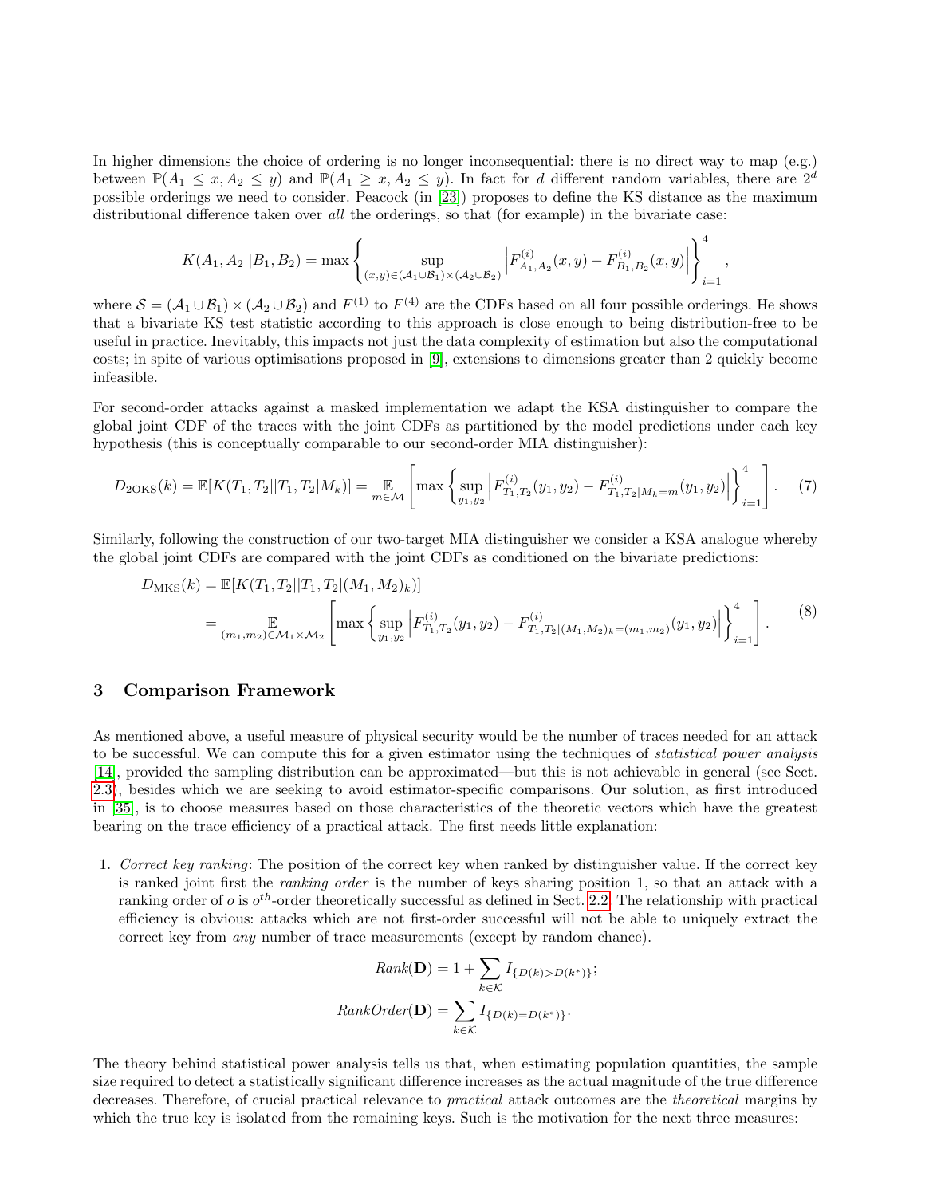In higher dimensions the choice of ordering is no longer inconsequential: there is no direct way to map (e.g.) between $\mathbb{P}(A_1 \leq x, A_2 \leq y)$ and $\mathbb{P}(A_1 \geq x, A_2 \leq y)$. In fact for $d$ different random variables, there are $2^d$ possible orderings we need to consider. Peacock (in [23]) proposes to define the KS distance as the maximum distributional difference taken over *all* the orderings, so that (for example) in the bivariate case:

$$K(A_1, A_2 || B_1, B_2) = \max \left\{ \sup_{(x,y) \in (\mathcal{A}_1 \cup \mathcal{B}_1) \times (\mathcal{A}_2 \cup \mathcal{B}_2)} \left| F^{(i)}_{A_1,A_2}(x,y) - F^{(i)}_{B_1,B_2}(x,y) \right| \right\}_{i=1}^{4},$$

where $\mathcal{S} = (\mathcal{A}_1 \cup \mathcal{B}_1) \times (\mathcal{A}_2 \cup \mathcal{B}_2)$ and $F^{(1)}$ to $F^{(4)}$ are the CDFs based on all four possible orderings. He shows that a bivariate KS test statistic according to this approach is close enough to being distribution-free to be useful in practice. Inevitably, this impacts not just the data complexity of estimation but also the computational costs; in spite of various optimisations proposed in [9], extensions to dimensions greater than 2 quickly become infeasible.

For second-order attacks against a masked implementation we adapt the KSA distinguisher to compare the global joint CDF of the traces with the joint CDFs as partitioned by the model predictions under each key hypothesis (this is conceptually comparable to our second-order MIA distinguisher):

$$D_{\text{2OKS}}(k) = \mathbb{E}[K(T_1, T_2 || T_1, T_2 | M_k)] = \mathop{\mathbb{E}}_{m \in \mathcal{M}} \left[ \max \left\{ \sup_{y_1, y_2} \left| F^{(i)}_{T_1,T_2}(y_1, y_2) - F^{(i)}_{T_1,T_2|M_k=m}(y_1, y_2) \right| \right\}_{i=1}^{4} \right]. \quad (7)$$

Similarly, following the construction of our two-target MIA distinguisher we consider a KSA analogue whereby the global joint CDFs are compared with the joint CDFs as conditioned on the bivariate predictions:

$$\begin{aligned} D_{\text{MKS}}(k) &= \mathbb{E}[K(T_1, T_2 || T_1, T_2 | (M_1, M_2)_k)] \\ &= \mathop{\mathbb{E}}_{(m_1,m_2) \in \mathcal{M}_1 \times \mathcal{M}_2} \left[ \max \left\{ \sup_{y_1, y_2} \left| F^{(i)}_{T_1,T_2}(y_1, y_2) - F^{(i)}_{T_1,T_2|(M_1,M_2)_k=(m_1,m_2)}(y_1, y_2) \right| \right\}_{i=1}^{4} \right]. \end{aligned} \quad (8)$$

## 3 Comparison Framework

As mentioned above, a useful measure of physical security would be the number of traces needed for an attack to be successful. We can compute this for a given estimator using the techniques of *statistical power analysis* [14], provided the sampling distribution can be approximated—but this is not achievable in general (see Sect. 2.3), besides which we are seeking to avoid estimator-specific comparisons. Our solution, as first introduced in [35], is to choose measures based on those characteristics of the theoretic vectors which have the greatest bearing on the trace efficiency of a practical attack. The first needs little explanation:

1. *Correct key ranking*: The position of the correct key when ranked by distinguisher value. If the correct key is ranked joint first the *ranking order* is the number of keys sharing position 1, so that an attack with a ranking order of $o$ is $o^{th}$-order theoretically successful as defined in Sect. 2.2. The relationship with practical efficiency is obvious: attacks which are not first-order successful will not be able to uniquely extract the correct key from *any* number of trace measurements (except by random chance).

$$Rank(\mathbf{D}) = 1 + \sum_{k \in \mathcal{K}} I_{\{D(k) > D(k^*)\}};$$

$$RankOrder(\mathbf{D}) = \sum_{k \in \mathcal{K}} I_{\{D(k) = D(k^*)\}}.$$

The theory behind statistical power analysis tells us that, when estimating population quantities, the sample size required to detect a statistically significant difference increases as the actual magnitude of the true difference decreases. Therefore, of crucial practical relevance to *practical* attack outcomes are the *theoretical* margins by which the true key is isolated from the remaining keys. Such is the motivation for the next three measures: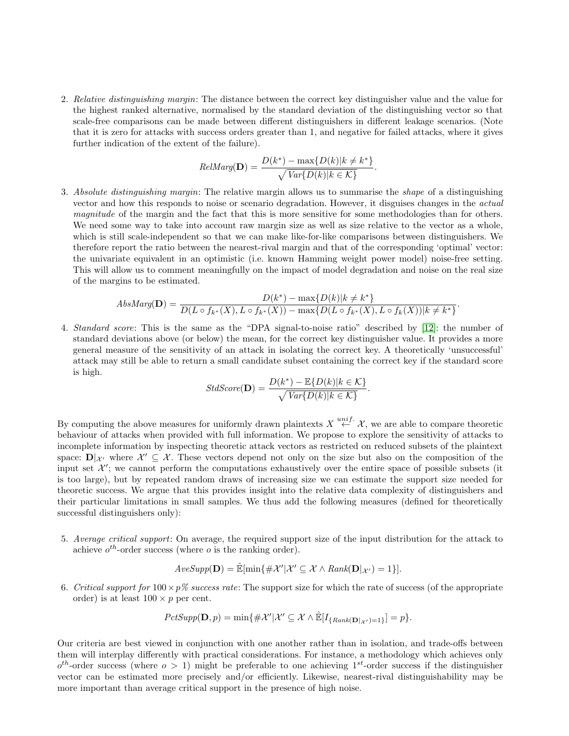2. *Relative distinguishing margin*: The distance between the correct key distinguisher value and the value for the highest ranked alternative, normalised by the standard deviation of the distinguishing vector so that scale-free comparisons can be made between different distinguishers in different leakage scenarios. (Note that it is zero for attacks with success orders greater than 1, and negative for failed attacks, where it gives further indication of the extent of the failure).

$$RelMarg(\mathbf{D}) = \frac{D(k^*) - \max\{D(k)|k \neq k^*\}}{\sqrt{Var\{D(k)|k \in \mathcal{K}\}}}.$$

3. *Absolute distinguishing margin*: The relative margin allows us to summarise the *shape* of a distinguishing vector and how this responds to noise or scenario degradation. However, it disguises changes in the *actual magnitude* of the margin and the fact that this is more sensitive for some methodologies than for others. We need some way to take into account raw margin size as well as size relative to the vector as a whole, which is still scale-independent so that we can make like-for-like comparisons between distinguishers. We therefore report the ratio between the nearest-rival margin and that of the corresponding 'optimal' vector: the univariate equivalent in an optimistic (i.e. known Hamming weight power model) noise-free setting. This will allow us to comment meaningfully on the impact of model degradation and noise on the real size of the margins to be estimated.

$$AbsMarg(\mathbf{D}) = \frac{D(k^*) - \max\{D(k)|k \neq k^*\}}{D(L \circ f_{k^*}(X), L \circ f_{k^*}(X)) - \max\{D(L \circ f_{k^*}(X), L \circ f_k(X))|k \neq k^*\}}.$$

4. *Standard score*: This is the same as the "DPA signal-to-noise ratio" described by [12]: the number of standard deviations above (or below) the mean, for the correct key distinguisher value. It provides a more general measure of the sensitivity of an attack in isolating the correct key. A theoretically 'unsuccessful' attack may still be able to return a small candidate subset containing the correct key if the standard score is high.

$$StdScore(\mathbf{D}) = \frac{D(k^*) - \mathbb{E}\{D(k)|k \in \mathcal{K}\}}{\sqrt{Var\{D(k)|k \in \mathcal{K}\}}}.$$

By computing the above measures for uniformly drawn plaintexts $X \overset{unif.}{\leftarrow} \mathcal{X}$, we are able to compare theoretic behaviour of attacks when provided with full information. We propose to explore the sensitivity of attacks to incomplete information by inspecting theoretic attack vectors as restricted on reduced subsets of the plaintext space: $\mathbf{D}|_{\mathcal{X}'}$ where $\mathcal{X}' \subseteq \mathcal{X}$. These vectors depend not only on the size but also on the composition of the input set $\mathcal{X}'$; we cannot perform the computations exhaustively over the entire space of possible subsets (it is too large), but by repeated random draws of increasing size we can estimate the support size needed for theoretic success. We argue that this provides insight into the relative data complexity of distinguishers and their particular limitations in small samples. We thus add the following measures (defined for theoretically successful distinguishers only):

5. *Average critical support*: On average, the required support size of the input distribution for the attack to achieve $o^{th}$-order success (where $o$ is the ranking order).

$$AveSupp(\mathbf{D}) = \hat{\mathbb{E}}[\min\{\#\mathcal{X}'|\mathcal{X}' \subseteq \mathcal{X} \wedge Rank(\mathbf{D}|_{\mathcal{X}'}) = 1\}].$$

6. *Critical support for $100 \times p$% success rate*: The support size for which the rate of success (of the appropriate order) is at least $100 \times p$ per cent.

$$PctSupp(\mathbf{D}, p) = \min\{\#\mathcal{X}'|\mathcal{X}' \subseteq \mathcal{X} \wedge \hat{\mathbb{E}}[I_{\{Rank(\mathbf{D}|_{\mathcal{X}'})=1\}}] = p\}.$$

Our criteria are best viewed in conjunction with one another rather than in isolation, and trade-offs between them will interplay differently with practical considerations. For instance, a methodology which achieves only $o^{th}$-order success (where $o > 1$) might be preferable to one achieving $1^{st}$-order success if the distinguisher vector can be estimated more precisely and/or efficiently. Likewise, nearest-rival distinguishability may be more important than average critical support in the presence of high noise.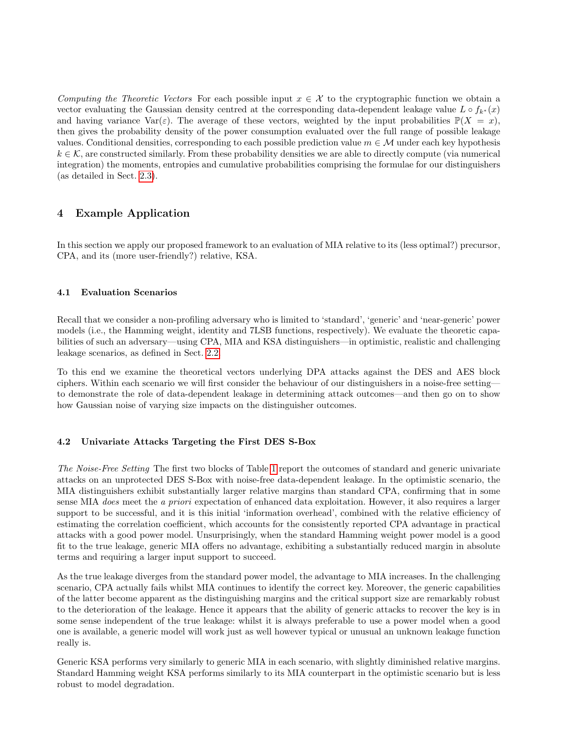*Computing the Theoretic Vectors* For each possible input $x \in \mathcal{X}$ to the cryptographic function we obtain a vector evaluating the Gaussian density centred at the corresponding data-dependent leakage value $L \circ f_{k^*}(x)$ and having variance $\mathrm{Var}(\varepsilon)$. The average of these vectors, weighted by the input probabilities $\mathbb{P}(X = x)$, then gives the probability density of the power consumption evaluated over the full range of possible leakage values. Conditional densities, corresponding to each possible prediction value $m \in \mathcal{M}$ under each key hypothesis $k \in \mathcal{K}$, are constructed similarly. From these probability densities we are able to directly compute (via numerical integration) the moments, entropies and cumulative probabilities comprising the formulae for our distinguishers (as detailed in Sect. 2.3).

## 4 Example Application

In this section we apply our proposed framework to an evaluation of MIA relative to its (less optimal?) precursor, CPA, and its (more user-friendly?) relative, KSA.

### 4.1 Evaluation Scenarios

Recall that we consider a non-profiling adversary who is limited to 'standard', 'generic' and 'near-generic' power models (i.e., the Hamming weight, identity and 7LSB functions, respectively). We evaluate the theoretic capabilities of such an adversary—using CPA, MIA and KSA distinguishers—in optimistic, realistic and challenging leakage scenarios, as defined in Sect. 2.2.

To this end we examine the theoretical vectors underlying DPA attacks against the DES and AES block ciphers. Within each scenario we will first consider the behaviour of our distinguishers in a noise-free setting—to demonstrate the role of data-dependent leakage in determining attack outcomes—and then go on to show how Gaussian noise of varying size impacts on the distinguisher outcomes.

### 4.2 Univariate Attacks Targeting the First DES S-Box

*The Noise-Free Setting* The first two blocks of Table 1 report the outcomes of standard and generic univariate attacks on an unprotected DES S-Box with noise-free data-dependent leakage. In the optimistic scenario, the MIA distinguishers exhibit substantially larger relative margins than standard CPA, confirming that in some sense MIA *does* meet the *a priori* expectation of enhanced data exploitation. However, it also requires a larger support to be successful, and it is this initial 'information overhead', combined with the relative efficiency of estimating the correlation coefficient, which accounts for the consistently reported CPA advantage in practical attacks with a good power model. Unsurprisingly, when the standard Hamming weight power model is a good fit to the true leakage, generic MIA offers no advantage, exhibiting a substantially reduced margin in absolute terms and requiring a larger input support to succeed.

As the true leakage diverges from the standard power model, the advantage to MIA increases. In the challenging scenario, CPA actually fails whilst MIA continues to identify the correct key. Moreover, the generic capabilities of the latter become apparent as the distinguishing margins and the critical support size are remarkably robust to the deterioration of the leakage. Hence it appears that the ability of generic attacks to recover the key is in some sense independent of the true leakage: whilst it is always preferable to use a power model when a good one is available, a generic model will work just as well however typical or unusual an unknown leakage function really is.

Generic KSA performs very similarly to generic MIA in each scenario, with slightly diminished relative margins. Standard Hamming weight KSA performs similarly to its MIA counterpart in the optimistic scenario but is less robust to model degradation.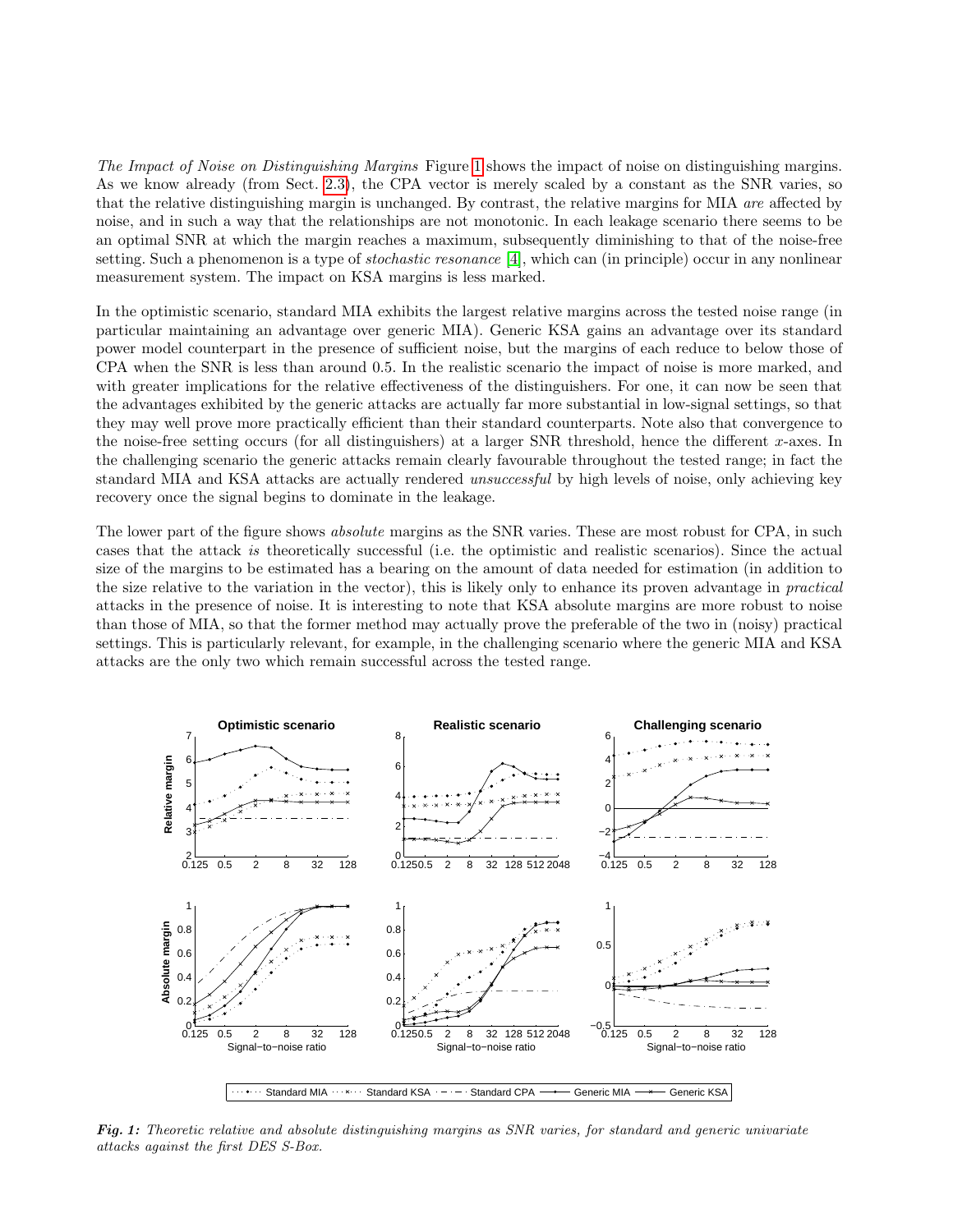*The Impact of Noise on Distinguishing Margins* Figure 1 shows the impact of noise on distinguishing margins. As we know already (from Sect. 2.3), the CPA vector is merely scaled by a constant as the SNR varies, so that the relative distinguishing margin is unchanged. By contrast, the relative margins for MIA *are* affected by noise, and in such a way that the relationships are not monotonic. In each leakage scenario there seems to be an optimal SNR at which the margin reaches a maximum, subsequently diminishing to that of the noise-free setting. Such a phenomenon is a type of *stochastic resonance* [4], which can (in principle) occur in any nonlinear measurement system. The impact on KSA margins is less marked.

In the optimistic scenario, standard MIA exhibits the largest relative margins across the tested noise range (in particular maintaining an advantage over generic MIA). Generic KSA gains an advantage over its standard power model counterpart in the presence of sufficient noise, but the margins of each reduce to below those of CPA when the SNR is less than around 0.5. In the realistic scenario the impact of noise is more marked, and with greater implications for the relative effectiveness of the distinguishers. For one, it can now be seen that the advantages exhibited by the generic attacks are actually far more substantial in low-signal settings, so that they may well prove more practically efficient than their standard counterparts. Note also that convergence to the noise-free setting occurs (for all distinguishers) at a larger SNR threshold, hence the different $x$-axes. In the challenging scenario the generic attacks remain clearly favourable throughout the tested range; in fact the standard MIA and KSA attacks are actually rendered *unsuccessful* by high levels of noise, only achieving key recovery once the signal begins to dominate in the leakage.

The lower part of the figure shows *absolute* margins as the SNR varies. These are most robust for CPA, in such cases that the attack *is* theoretically successful (i.e. the optimistic and realistic scenarios). Since the actual size of the margins to be estimated has a bearing on the amount of data needed for estimation (in addition to the size relative to the variation in the vector), this is likely only to enhance its proven advantage in *practical* attacks in the presence of noise. It is interesting to note that KSA absolute margins are more robust to noise than those of MIA, so that the former method may actually prove the preferable of the two in (noisy) practical settings. This is particularly relevant, for example, in the challenging scenario where the generic MIA and KSA attacks are the only two which remain successful across the tested range.

***Fig. 1:*** *Theoretic relative and absolute distinguishing margins as SNR varies, for standard and generic univariate attacks against the first DES S-Box.*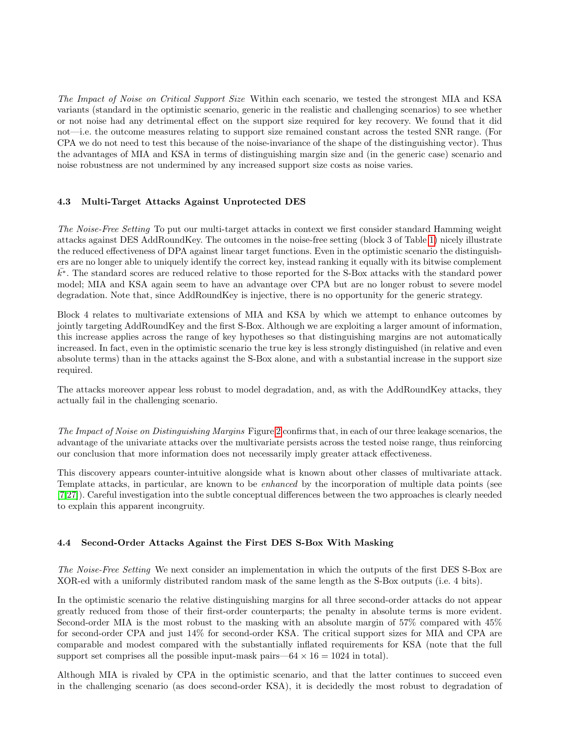*The Impact of Noise on Critical Support Size* Within each scenario, we tested the strongest MIA and KSA variants (standard in the optimistic scenario, generic in the realistic and challenging scenarios) to see whether or not noise had any detrimental effect on the support size required for key recovery. We found that it did not—i.e. the outcome measures relating to support size remained constant across the tested SNR range. (For CPA we do not need to test this because of the noise-invariance of the shape of the distinguishing vector). Thus the advantages of MIA and KSA in terms of distinguishing margin size and (in the generic case) scenario and noise robustness are not undermined by any increased support size costs as noise varies.

### 4.3 Multi-Target Attacks Against Unprotected DES

*The Noise-Free Setting* To put our multi-target attacks in context we first consider standard Hamming weight attacks against DES AddRoundKey. The outcomes in the noise-free setting (block 3 of Table 1) nicely illustrate the reduced effectiveness of DPA against linear target functions. Even in the optimistic scenario the distinguishers are no longer able to uniquely identify the correct key, instead ranking it equally with its bitwise complement $\bar{k^*}$. The standard scores are reduced relative to those reported for the S-Box attacks with the standard power model; MIA and KSA again seem to have an advantage over CPA but are no longer robust to severe model degradation. Note that, since AddRoundKey is injective, there is no opportunity for the generic strategy.

Block 4 relates to multivariate extensions of MIA and KSA by which we attempt to enhance outcomes by jointly targeting AddRoundKey and the first S-Box. Although we are exploiting a larger amount of information, this increase applies across the range of key hypotheses so that distinguishing margins are not automatically increased. In fact, even in the optimistic scenario the true key is less strongly distinguished (in relative and even absolute terms) than in the attacks against the S-Box alone, and with a substantial increase in the support size required.

The attacks moreover appear less robust to model degradation, and, as with the AddRoundKey attacks, they actually fail in the challenging scenario.

*The Impact of Noise on Distinguishing Margins* Figure 2 confirms that, in each of our three leakage scenarios, the advantage of the univariate attacks over the multivariate persists across the tested noise range, thus reinforcing our conclusion that more information does not necessarily imply greater attack effectiveness.

This discovery appears counter-intuitive alongside what is known about other classes of multivariate attack. Template attacks, in particular, are known to be *enhanced* by the incorporation of multiple data points (see [7,27]). Careful investigation into the subtle conceptual differences between the two approaches is clearly needed to explain this apparent incongruity.

### 4.4 Second-Order Attacks Against the First DES S-Box With Masking

*The Noise-Free Setting* We next consider an implementation in which the outputs of the first DES S-Box are XOR-ed with a uniformly distributed random mask of the same length as the S-Box outputs (i.e. 4 bits).

In the optimistic scenario the relative distinguishing margins for all three second-order attacks do not appear greatly reduced from those of their first-order counterparts; the penalty in absolute terms is more evident. Second-order MIA is the most robust to the masking with an absolute margin of 57% compared with 45% for second-order CPA and just 14% for second-order KSA. The critical support sizes for MIA and CPA are comparable and modest compared with the substantially inflated requirements for KSA (note that the full support set comprises all the possible input-mask pairs—$64 \times 16 = 1024$ in total).

Although MIA is rivaled by CPA in the optimistic scenario, and that the latter continues to succeed even in the challenging scenario (as does second-order KSA), it is decidedly the most robust to degradation of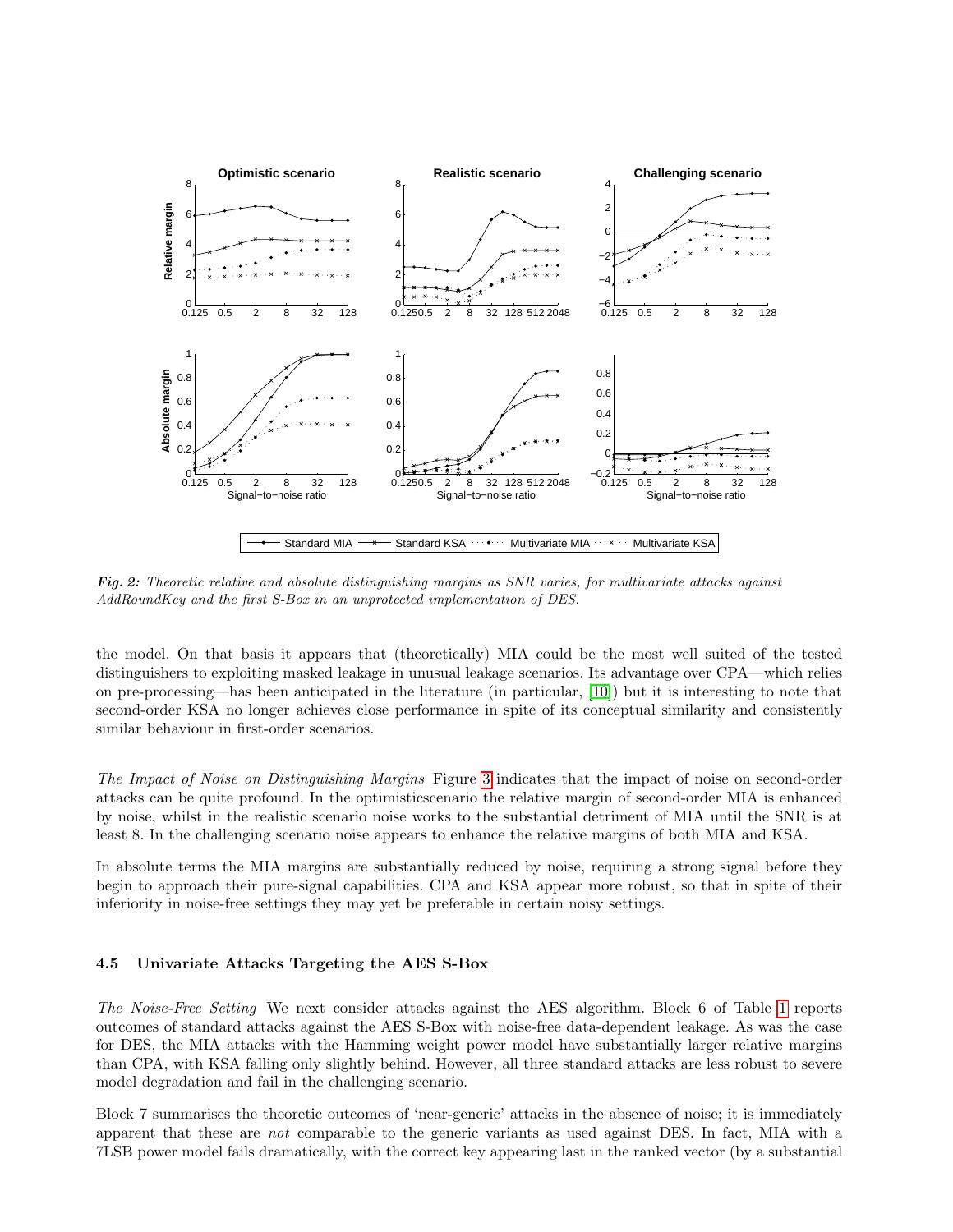*Fig. 2: Theoretic relative and absolute distinguishing margins as SNR varies, for multivariate attacks against AddRoundKey and the first S-Box in an unprotected implementation of DES.*

the model. On that basis it appears that (theoretically) MIA could be the most well suited of the tested distinguishers to exploiting masked leakage in unusual leakage scenarios. Its advantage over CPA—which relies on pre-processing—has been anticipated in the literature (in particular, [10]) but it is interesting to note that second-order KSA no longer achieves close performance in spite of its conceptual similarity and consistently similar behaviour in first-order scenarios.

*The Impact of Noise on Distinguishing Margins* Figure 3 indicates that the impact of noise on second-order attacks can be quite profound. In the optimisticscenario the relative margin of second-order MIA is enhanced by noise, whilst in the realistic scenario noise works to the substantial detriment of MIA until the SNR is at least 8. In the challenging scenario noise appears to enhance the relative margins of both MIA and KSA.

In absolute terms the MIA margins are substantially reduced by noise, requiring a strong signal before they begin to approach their pure-signal capabilities. CPA and KSA appear more robust, so that in spite of their inferiority in noise-free settings they may yet be preferable in certain noisy settings.

### 4.5 Univariate Attacks Targeting the AES S-Box

*The Noise-Free Setting* We next consider attacks against the AES algorithm. Block 6 of Table 1 reports outcomes of standard attacks against the AES S-Box with noise-free data-dependent leakage. As was the case for DES, the MIA attacks with the Hamming weight power model have substantially larger relative margins than CPA, with KSA falling only slightly behind. However, all three standard attacks are less robust to severe model degradation and fail in the challenging scenario.

Block 7 summarises the theoretic outcomes of 'near-generic' attacks in the absence of noise; it is immediately apparent that these are *not* comparable to the generic variants as used against DES. In fact, MIA with a 7LSB power model fails dramatically, with the correct key appearing last in the ranked vector (by a substantial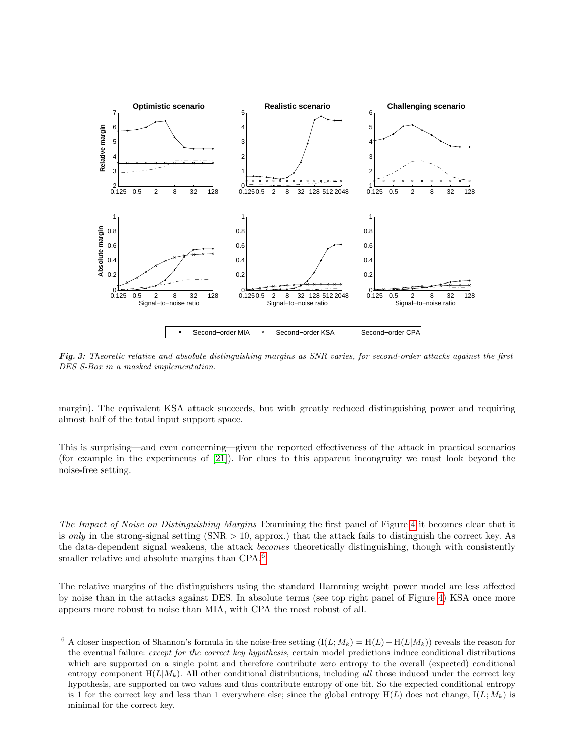**Fig. 3:** *Theoretic relative and absolute distinguishing margins as SNR varies, for second-order attacks against the first DES S-Box in a masked implementation.*

margin). The equivalent KSA attack succeeds, but with greatly reduced distinguishing power and requiring almost half of the total input support space.

This is surprising—and even concerning—given the reported effectiveness of the attack in practical scenarios (for example in the experiments of [21]). For clues to this apparent incongruity we must look beyond the noise-free setting.

*The Impact of Noise on Distinguishing Margins* Examining the first panel of Figure 4 it becomes clear that it is *only* in the strong-signal setting (SNR $> 10$, approx.) that the attack fails to distinguish the correct key. As the data-dependent signal weakens, the attack *becomes* theoretically distinguishing, though with consistently smaller relative and absolute margins than CPA.[6]

The relative margins of the distinguishers using the standard Hamming weight power model are less affected by noise than in the attacks against DES. In absolute terms (see top right panel of Figure 4) KSA once more appears more robust to noise than MIA, with CPA the most robust of all.

[6] A closer inspection of Shannon's formula in the noise-free setting ($\mathrm{I}(L; M_k) = \mathrm{H}(L) - \mathrm{H}(L|M_k)$) reveals the reason for the eventual failure: *except for the correct key hypothesis*, certain model predictions induce conditional distributions which are supported on a single point and therefore contribute zero entropy to the overall (expected) conditional entropy component $\mathrm{H}(L|M_k)$. All other conditional distributions, including *all* those induced under the correct key hypothesis, are supported on two values and thus contribute entropy of one bit. So the expected conditional entropy is 1 for the correct key and less than 1 everywhere else; since the global entropy $\mathrm{H}(L)$ does not change, $\mathrm{I}(L; M_k)$ is minimal for the correct key.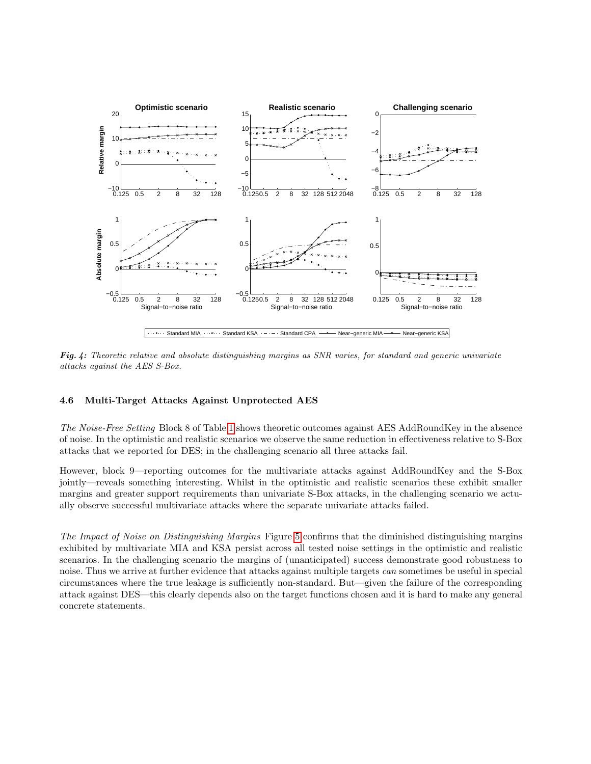*Fig. 4: Theoretic relative and absolute distinguishing margins as SNR varies, for standard and generic univariate attacks against the AES S-Box.*

### 4.6 Multi-Target Attacks Against Unprotected AES

*The Noise-Free Setting* Block 8 of Table 1 shows theoretic outcomes against AES AddRoundKey in the absence of noise. In the optimistic and realistic scenarios we observe the same reduction in effectiveness relative to S-Box attacks that we reported for DES; in the challenging scenario all three attacks fail.

However, block 9—reporting outcomes for the multivariate attacks against AddRoundKey and the S-Box jointly—reveals something interesting. Whilst in the optimistic and realistic scenarios these exhibit smaller margins and greater support requirements than univariate S-Box attacks, in the challenging scenario we actually observe successful multivariate attacks where the separate univariate attacks failed.

*The Impact of Noise on Distinguishing Margins* Figure 5 confirms that the diminished distinguishing margins exhibited by multivariate MIA and KSA persist across all tested noise settings in the optimistic and realistic scenarios. In the challenging scenario the margins of (unanticipated) success demonstrate good robustness to noise. Thus we arrive at further evidence that attacks against multiple targets *can* sometimes be useful in special circumstances where the true leakage is sufficiently non-standard. But—given the failure of the corresponding attack against DES—this clearly depends also on the target functions chosen and it is hard to make any general concrete statements.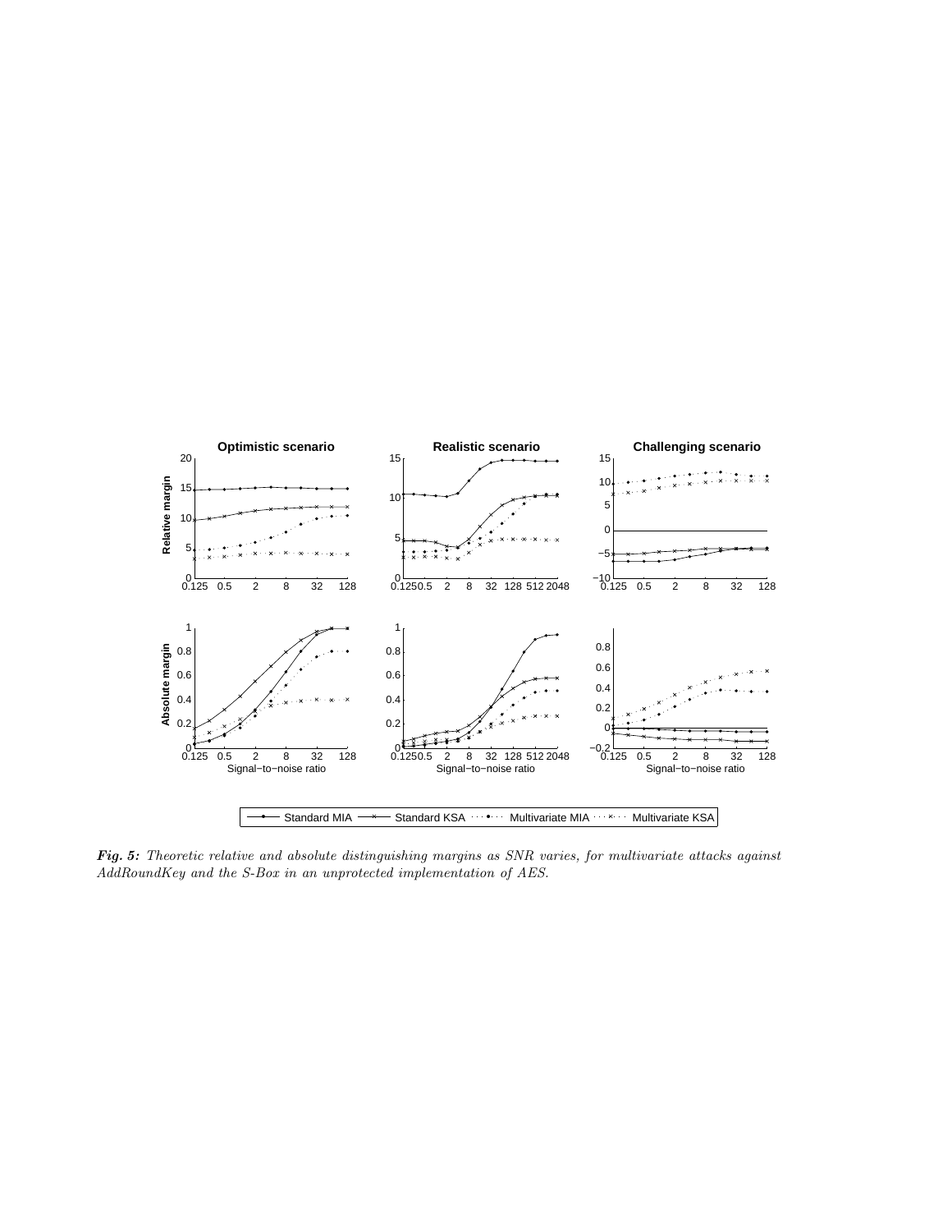***Fig. 5:*** *Theoretic relative and absolute distinguishing margins as SNR varies, for multivariate attacks against AddRoundKey and the S-Box in an unprotected implementation of AES.*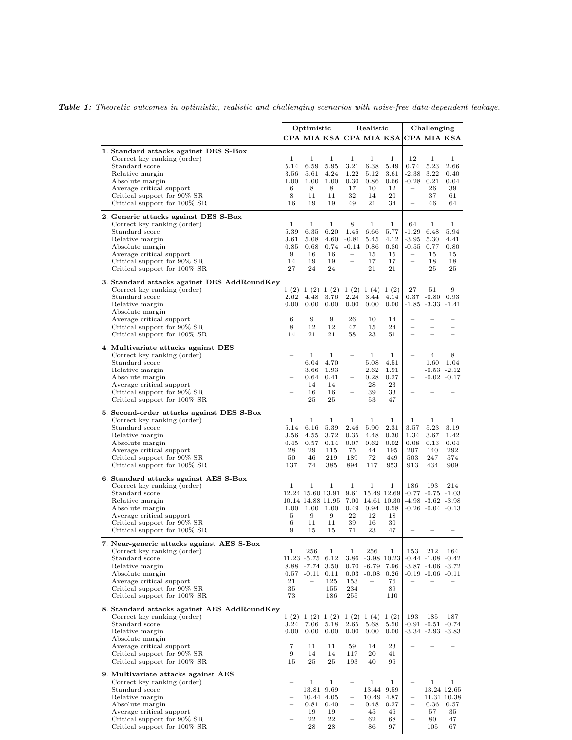***Table 1:*** *Theoretic outcomes in optimistic, realistic and challenging scenarios with noise-free data-dependent leakage.*

| | Optimistic | | | Realistic | | | Challenging | | |
|---|---|---|---|---|---|---|---|---|---|
| | **CPA** | **MIA** | **KSA** | **CPA** | **MIA** | **KSA** | **CPA** | **MIA** | **KSA** |
| **1. Standard attacks against DES S-Box** | | | | | | | | | |
| Correct key ranking (order) | 1 | 1 | 1 | 1 | 1 | 1 | 12 | 1 | 1 |
| Standard score | 5.14 | 6.59 | 5.95 | 3.21 | 6.38 | 5.49 | 0.74 | 5.23 | 2.66 |
| Relative margin | 3.56 | 5.61 | 4.24 | 1.22 | 5.12 | 3.61 | -2.38 | 3.22 | 0.40 |
| Absolute margin | 1.00 | 1.00 | 1.00 | 0.30 | 0.86 | 0.66 | -0.28 | 0.21 | 0.04 |
| Average critical support | 6 | 8 | 8 | 17 | 10 | 12 | – | 26 | 39 |
| Critical support for 90% SR | 8 | 11 | 11 | 32 | 14 | 20 | – | 37 | 61 |
| Critical support for 100% SR | 16 | 19 | 19 | 49 | 21 | 34 | – | 46 | 64 |
| **2. Generic attacks against DES S-Box** | | | | | | | | | |
| Correct key ranking (order) | 1 | 1 | 1 | 8 | 1 | 1 | 64 | 1 | 1 |
| Standard score | 5.39 | 6.35 | 6.20 | 1.45 | 6.66 | 5.77 | -1.29 | 6.48 | 5.94 |
| Relative margin | 3.61 | 5.08 | 4.60 | -0.81 | 5.45 | 4.12 | -3.95 | 5.30 | 4.41 |
| Absolute margin | 0.85 | 0.68 | 0.74 | -0.14 | 0.86 | 0.80 | -0.55 | 0.77 | 0.80 |
| Average critical support | 9 | 16 | 16 | – | 15 | 15 | – | 15 | 15 |
| Critical support for 90% SR | 14 | 19 | 19 | – | 17 | 17 | – | 18 | 18 |
| Critical support for 100% SR | 27 | 24 | 24 | – | 21 | 21 | – | 25 | 25 |
| **3. Standard attacks against DES AddRoundKey** | | | | | | | | | |
| Correct key ranking (order) | 1 (2) | 1 (2) | 1 (2) | 1 (2) | 1 (4) | 1 (2) | 27 | 51 | 9 |
| Standard score | 2.62 | 4.48 | 3.76 | 2.24 | 3.44 | 4.14 | 0.37 | -0.80 | 0.93 |
| Relative margin | 0.00 | 0.00 | 0.00 | 0.00 | 0.00 | 0.00 | -1.85 | -3.33 | -1.41 |
| Absolute margin | – | – | – | – | – | – | – | – | – |
| Average critical support | 6 | 9 | 9 | 26 | 10 | 14 | – | – | – |
| Critical support for 90% SR | 8 | 12 | 12 | 47 | 15 | 24 | – | – | – |
| Critical support for 100% SR | 14 | 21 | 21 | 58 | 23 | 51 | – | – | – |
| **4. Multivariate attacks against DES** | | | | | | | | | |
| Correct key ranking (order) | – | 1 | 1 | – | 1 | 1 | – | 4 | 8 |
| Standard score | – | 6.04 | 4.70 | – | 5.08 | 4.51 | – | 1.60 | 1.04 |
| Relative margin | – | 3.66 | 1.93 | – | 2.62 | 1.91 | – | -0.53 | -2.12 |
| Absolute margin | – | 0.64 | 0.41 | – | 0.28 | 0.27 | – | -0.02 | -0.17 |
| Average critical support | – | 14 | 14 | – | 28 | 23 | – | – | – |
| Critical support for 90% SR | – | 16 | 16 | – | 39 | 33 | – | – | – |
| Critical support for 100% SR | – | 25 | 25 | – | 53 | 47 | – | – | – |
| **5. Second-order attacks against DES S-Box** | | | | | | | | | |
| Correct key ranking (order) | 1 | 1 | 1 | 1 | 1 | 1 | 1 | 1 | 1 |
| Standard score | 5.14 | 6.16 | 5.39 | 2.46 | 5.90 | 2.31 | 3.57 | 5.23 | 3.19 |
| Relative margin | 3.56 | 4.55 | 3.72 | 0.35 | 4.48 | 0.30 | 1.34 | 3.67 | 1.42 |
| Absolute margin | 0.45 | 0.57 | 0.14 | 0.07 | 0.62 | 0.02 | 0.08 | 0.13 | 0.04 |
| Average critical support | 28 | 29 | 115 | 75 | 44 | 195 | 207 | 140 | 292 |
| Critical support for 90% SR | 50 | 46 | 219 | 189 | 72 | 449 | 503 | 247 | 574 |
| Critical support for 100% SR | 137 | 74 | 385 | 894 | 117 | 953 | 913 | 434 | 909 |
| **6. Standard attacks against AES S-Box** | | | | | | | | | |
| Correct key ranking (order) | 1 | 1 | 1 | 1 | 1 | 1 | 186 | 193 | 214 |
| Standard score | 12.24 | 15.60 | 13.91 | 9.61 | 15.49 | 12.69 | -0.77 | -0.75 | -1.03 |
| Relative margin | 10.14 | 14.88 | 11.95 | 7.00 | 14.61 | 10.30 | -4.98 | -3.62 | -3.98 |
| Absolute margin | 1.00 | 1.00 | 1.00 | 0.49 | 0.94 | 0.58 | -0.26 | -0.04 | -0.13 |
| Average critical support | 5 | 9 | 9 | 22 | 12 | 18 | – | – | – |
| Critical support for 90% SR | 6 | 11 | 11 | 39 | 16 | 30 | – | – | – |
| Critical support for 100% SR | 9 | 15 | 15 | 71 | 23 | 47 | – | – | – |
| **7. Near-generic attacks against AES S-Box** | | | | | | | | | |
| Correct key ranking (order) | 1 | 256 | 1 | 1 | 256 | 1 | 153 | 212 | 164 |
| Standard score | 11.23 | -5.75 | 6.12 | 3.86 | -3.98 | 10.23 | -0.44 | -1.08 | -0.42 |
| Relative margin | 8.88 | -7.74 | 3.50 | 0.70 | -6.79 | 7.96 | -3.87 | -4.06 | -3.72 |
| Absolute margin | 0.57 | -0.11 | 0.11 | 0.03 | -0.08 | 0.26 | -0.19 | -0.06 | -0.11 |
| Average critical support | 21 | – | 125 | 153 | – | 76 | – | – | – |
| Critical support for 90% SR | 35 | – | 155 | 234 | – | 89 | – | – | – |
| Critical support for 100% SR | 73 | – | 186 | 255 | – | 110 | – | – | – |
| **8. Standard attacks against AES AddRoundKey** | | | | | | | | | |
| Correct key ranking (order) | 1 (2) | 1 (2) | 1 (2) | 1 (2) | 1 (4) | 1 (2) | 193 | 185 | 187 |
| Standard score | 3.24 | 7.06 | 5.18 | 2.65 | 5.68 | 5.50 | -0.91 | -0.51 | -0.74 |
| Relative margin | 0.00 | 0.00 | 0.00 | 0.00 | 0.00 | 0.00 | -3.34 | -2.93 | -3.83 |
| Absolute margin | – | – | – | – | – | – | – | – | – |
| Average critical support | 7 | 11 | 11 | 59 | 14 | 23 | – | – | – |
| Critical support for 90% SR | 9 | 14 | 14 | 117 | 20 | 41 | – | – | – |
| Critical support for 100% SR | 15 | 25 | 25 | 193 | 40 | 96 | – | – | – |
| **9. Multivariate attacks against AES** | | | | | | | | | |
| Correct key ranking (order) | – | 1 | 1 | – | 1 | 1 | – | 1 | 1 |
| Standard score | – | 13.81 | 9.69 | – | 13.44 | 9.59 | – | 13.24 | 12.65 |
| Relative margin | – | 10.44 | 4.05 | – | 10.49 | 4.87 | – | 11.31 | 10.38 |
| Absolute margin | – | 0.81 | 0.40 | – | 0.48 | 0.27 | – | 0.36 | 0.57 |
| Average critical support | – | 19 | 19 | – | 45 | 46 | – | 57 | 35 |
| Critical support for 90% SR | – | 22 | 22 | – | 62 | 68 | – | 80 | 47 |
| Critical support for 100% SR | – | 28 | 28 | – | 86 | 97 | – | 105 | 67 |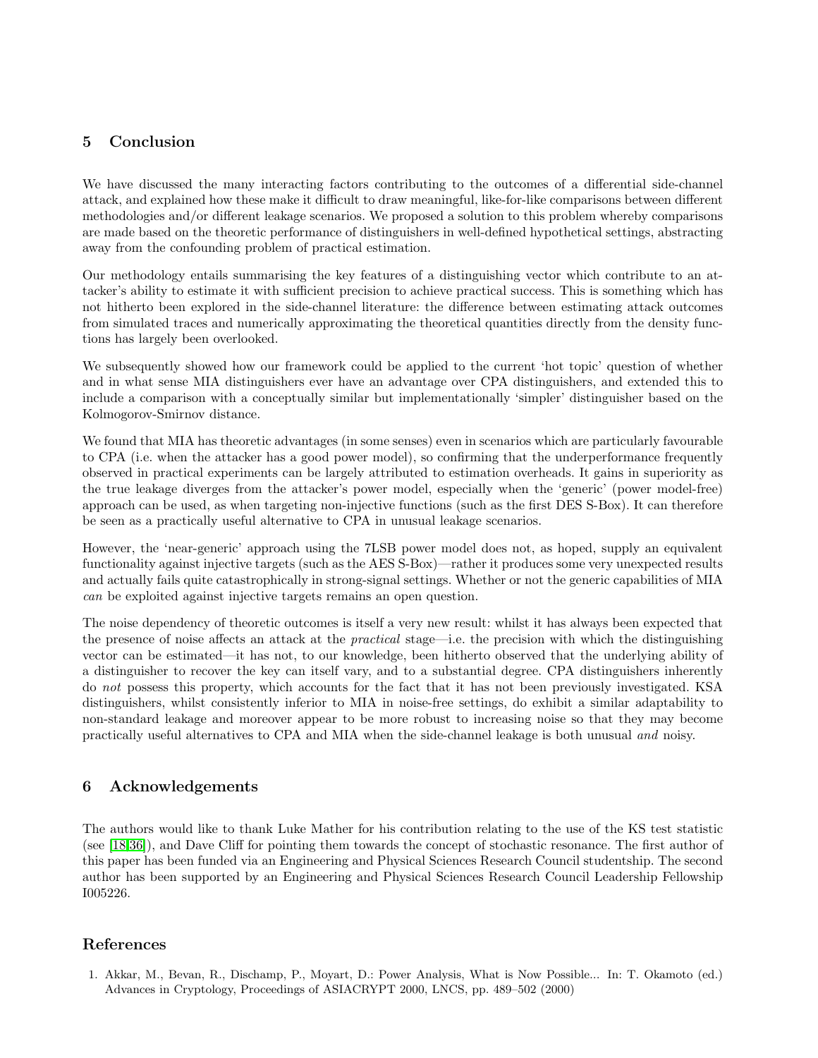## 5 Conclusion

We have discussed the many interacting factors contributing to the outcomes of a differential side-channel attack, and explained how these make it difficult to draw meaningful, like-for-like comparisons between different methodologies and/or different leakage scenarios. We proposed a solution to this problem whereby comparisons are made based on the theoretic performance of distinguishers in well-defined hypothetical settings, abstracting away from the confounding problem of practical estimation.

Our methodology entails summarising the key features of a distinguishing vector which contribute to an attacker's ability to estimate it with sufficient precision to achieve practical success. This is something which has not hitherto been explored in the side-channel literature: the difference between estimating attack outcomes from simulated traces and numerically approximating the theoretical quantities directly from the density functions has largely been overlooked.

We subsequently showed how our framework could be applied to the current 'hot topic' question of whether and in what sense MIA distinguishers ever have an advantage over CPA distinguishers, and extended this to include a comparison with a conceptually similar but implementationally 'simpler' distinguisher based on the Kolmogorov-Smirnov distance.

We found that MIA has theoretic advantages (in some senses) even in scenarios which are particularly favourable to CPA (i.e. when the attacker has a good power model), so confirming that the underperformance frequently observed in practical experiments can be largely attributed to estimation overheads. It gains in superiority as the true leakage diverges from the attacker's power model, especially when the 'generic' (power model-free) approach can be used, as when targeting non-injective functions (such as the first DES S-Box). It can therefore be seen as a practically useful alternative to CPA in unusual leakage scenarios.

However, the 'near-generic' approach using the 7LSB power model does not, as hoped, supply an equivalent functionality against injective targets (such as the AES S-Box)—rather it produces some very unexpected results and actually fails quite catastrophically in strong-signal settings. Whether or not the generic capabilities of MIA *can* be exploited against injective targets remains an open question.

The noise dependency of theoretic outcomes is itself a very new result: whilst it has always been expected that the presence of noise affects an attack at the *practical* stage—i.e. the precision with which the distinguishing vector can be estimated—it has not, to our knowledge, been hitherto observed that the underlying ability of a distinguisher to recover the key can itself vary, and to a substantial degree. CPA distinguishers inherently do *not* possess this property, which accounts for the fact that it has not been previously investigated. KSA distinguishers, whilst consistently inferior to MIA in noise-free settings, do exhibit a similar adaptability to non-standard leakage and moreover appear to be more robust to increasing noise so that they may become practically useful alternatives to CPA and MIA when the side-channel leakage is both unusual *and* noisy.

## 6 Acknowledgements

The authors would like to thank Luke Mather for his contribution relating to the use of the KS test statistic (see [18,36]), and Dave Cliff for pointing them towards the concept of stochastic resonance. The first author of this paper has been funded via an Engineering and Physical Sciences Research Council studentship. The second author has been supported by an Engineering and Physical Sciences Research Council Leadership Fellowship I005226.

## References

1. Akkar, M., Bevan, R., Dischamp, P., Moyart, D.: Power Analysis, What is Now Possible... In: T. Okamoto (ed.) Advances in Cryptology, Proceedings of ASIACRYPT 2000, LNCS, pp. 489–502 (2000)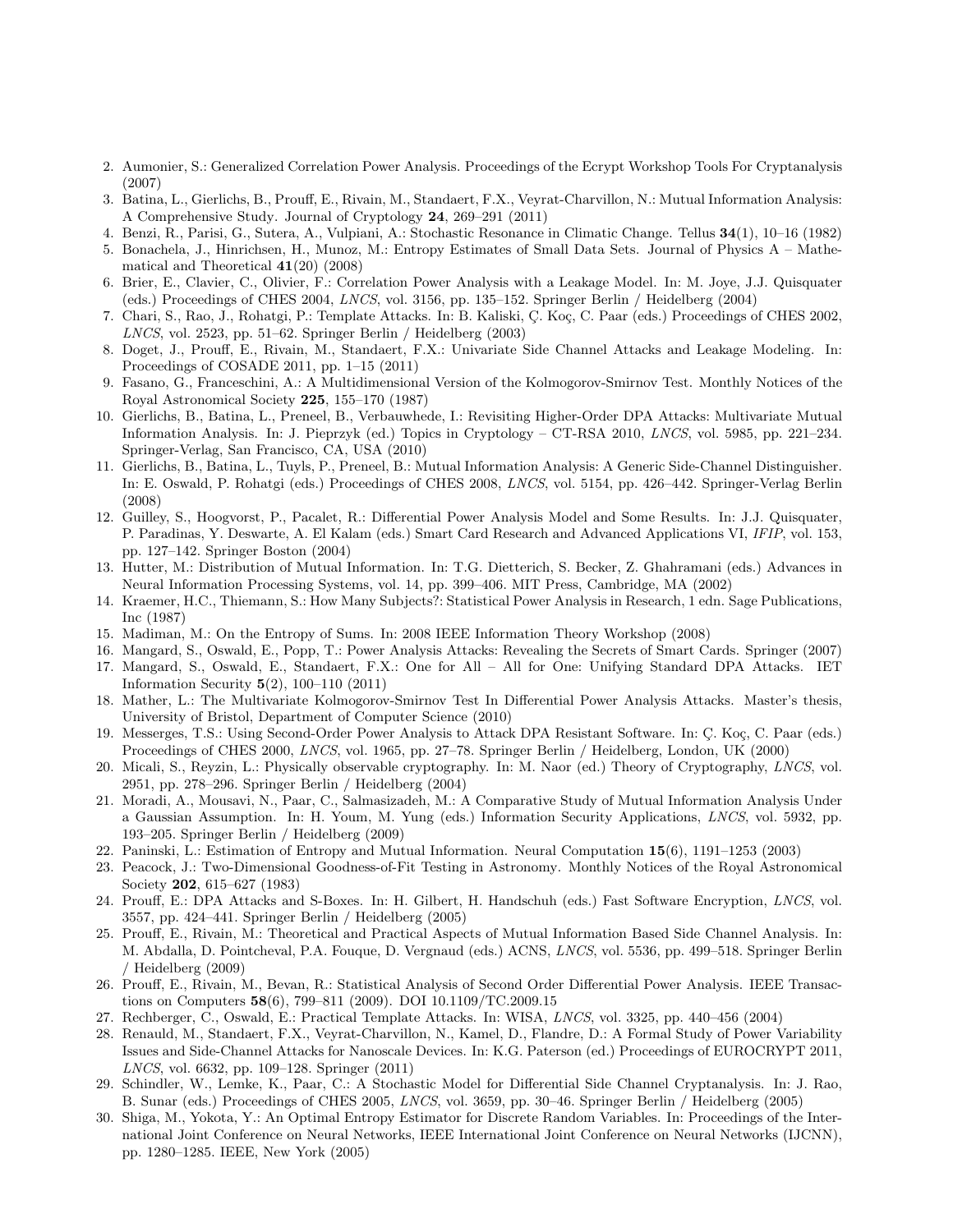2. Aumonier, S.: Generalized Correlation Power Analysis. Proceedings of the Ecrypt Workshop Tools For Cryptanalysis (2007)
3. Batina, L., Gierlichs, B., Prouff, E., Rivain, M., Standaert, F.X., Veyrat-Charvillon, N.: Mutual Information Analysis: A Comprehensive Study. Journal of Cryptology **24**, 269–291 (2011)
4. Benzi, R., Parisi, G., Sutera, A., Vulpiani, A.: Stochastic Resonance in Climatic Change. Tellus **34**(1), 10–16 (1982)
5. Bonachela, J., Hinrichsen, H., Munoz, M.: Entropy Estimates of Small Data Sets. Journal of Physics A – Mathematical and Theoretical **41**(20) (2008)
6. Brier, E., Clavier, C., Olivier, F.: Correlation Power Analysis with a Leakage Model. In: M. Joye, J.J. Quisquater (eds.) Proceedings of CHES 2004, *LNCS*, vol. 3156, pp. 135–152. Springer Berlin / Heidelberg (2004)
7. Chari, S., Rao, J., Rohatgi, P.: Template Attacks. In: B. Kaliski, Ç. Koç, C. Paar (eds.) Proceedings of CHES 2002, *LNCS*, vol. 2523, pp. 51–62. Springer Berlin / Heidelberg (2003)
8. Doget, J., Prouff, E., Rivain, M., Standaert, F.X.: Univariate Side Channel Attacks and Leakage Modeling. In: Proceedings of COSADE 2011, pp. 1–15 (2011)
9. Fasano, G., Franceschini, A.: A Multidimensional Version of the Kolmogorov-Smirnov Test. Monthly Notices of the Royal Astronomical Society **225**, 155–170 (1987)
10. Gierlichs, B., Batina, L., Preneel, B., Verbauwhede, I.: Revisiting Higher-Order DPA Attacks: Multivariate Mutual Information Analysis. In: J. Pieprzyk (ed.) Topics in Cryptology – CT-RSA 2010, *LNCS*, vol. 5985, pp. 221–234. Springer-Verlag, San Francisco, CA, USA (2010)
11. Gierlichs, B., Batina, L., Tuyls, P., Preneel, B.: Mutual Information Analysis: A Generic Side-Channel Distinguisher. In: E. Oswald, P. Rohatgi (eds.) Proceedings of CHES 2008, *LNCS*, vol. 5154, pp. 426–442. Springer-Verlag Berlin (2008)
12. Guilley, S., Hoogvorst, P., Pacalet, R.: Differential Power Analysis Model and Some Results. In: J.J. Quisquater, P. Paradinas, Y. Deswarte, A. El Kalam (eds.) Smart Card Research and Advanced Applications VI, *IFIP*, vol. 153, pp. 127–142. Springer Boston (2004)
13. Hutter, M.: Distribution of Mutual Information. In: T.G. Dietterich, S. Becker, Z. Ghahramani (eds.) Advances in Neural Information Processing Systems, vol. 14, pp. 399–406. MIT Press, Cambridge, MA (2002)
14. Kraemer, H.C., Thiemann, S.: How Many Subjects?: Statistical Power Analysis in Research, 1 edn. Sage Publications, Inc (1987)
15. Madiman, M.: On the Entropy of Sums. In: 2008 IEEE Information Theory Workshop (2008)
16. Mangard, S., Oswald, E., Popp, T.: Power Analysis Attacks: Revealing the Secrets of Smart Cards. Springer (2007)
17. Mangard, S., Oswald, E., Standaert, F.X.: One for All – All for One: Unifying Standard DPA Attacks. IET Information Security **5**(2), 100–110 (2011)
18. Mather, L.: The Multivariate Kolmogorov-Smirnov Test In Differential Power Analysis Attacks. Master's thesis, University of Bristol, Department of Computer Science (2010)
19. Messerges, T.S.: Using Second-Order Power Analysis to Attack DPA Resistant Software. In: Ç. Koç, C. Paar (eds.) Proceedings of CHES 2000, *LNCS*, vol. 1965, pp. 27–78. Springer Berlin / Heidelberg, London, UK (2000)
20. Micali, S., Reyzin, L.: Physically observable cryptography. In: M. Naor (ed.) Theory of Cryptography, *LNCS*, vol. 2951, pp. 278–296. Springer Berlin / Heidelberg (2004)
21. Moradi, A., Mousavi, N., Paar, C., Salmasizadeh, M.: A Comparative Study of Mutual Information Analysis Under a Gaussian Assumption. In: H. Youm, M. Yung (eds.) Information Security Applications, *LNCS*, vol. 5932, pp. 193–205. Springer Berlin / Heidelberg (2009)
22. Paninski, L.: Estimation of Entropy and Mutual Information. Neural Computation **15**(6), 1191–1253 (2003)
23. Peacock, J.: Two-Dimensional Goodness-of-Fit Testing in Astronomy. Monthly Notices of the Royal Astronomical Society **202**, 615–627 (1983)
24. Prouff, E.: DPA Attacks and S-Boxes. In: H. Gilbert, H. Handschuh (eds.) Fast Software Encryption, *LNCS*, vol. 3557, pp. 424–441. Springer Berlin / Heidelberg (2005)
25. Prouff, E., Rivain, M.: Theoretical and Practical Aspects of Mutual Information Based Side Channel Analysis. In: M. Abdalla, D. Pointcheval, P.A. Fouque, D. Vergnaud (eds.) ACNS, *LNCS*, vol. 5536, pp. 499–518. Springer Berlin / Heidelberg (2009)
26. Prouff, E., Rivain, M., Bevan, R.: Statistical Analysis of Second Order Differential Power Analysis. IEEE Transactions on Computers **58**(6), 799–811 (2009). DOI 10.1109/TC.2009.15
27. Rechberger, C., Oswald, E.: Practical Template Attacks. In: WISA, *LNCS*, vol. 3325, pp. 440–456 (2004)
28. Renauld, M., Standaert, F.X., Veyrat-Charvillon, N., Kamel, D., Flandre, D.: A Formal Study of Power Variability Issues and Side-Channel Attacks for Nanoscale Devices. In: K.G. Paterson (ed.) Proceedings of EUROCRYPT 2011, *LNCS*, vol. 6632, pp. 109–128. Springer (2011)
29. Schindler, W., Lemke, K., Paar, C.: A Stochastic Model for Differential Side Channel Cryptanalysis. In: J. Rao, B. Sunar (eds.) Proceedings of CHES 2005, *LNCS*, vol. 3659, pp. 30–46. Springer Berlin / Heidelberg (2005)
30. Shiga, M., Yokota, Y.: An Optimal Entropy Estimator for Discrete Random Variables. In: Proceedings of the International Joint Conference on Neural Networks, IEEE International Joint Conference on Neural Networks (IJCNN), pp. 1280–1285. IEEE, New York (2005)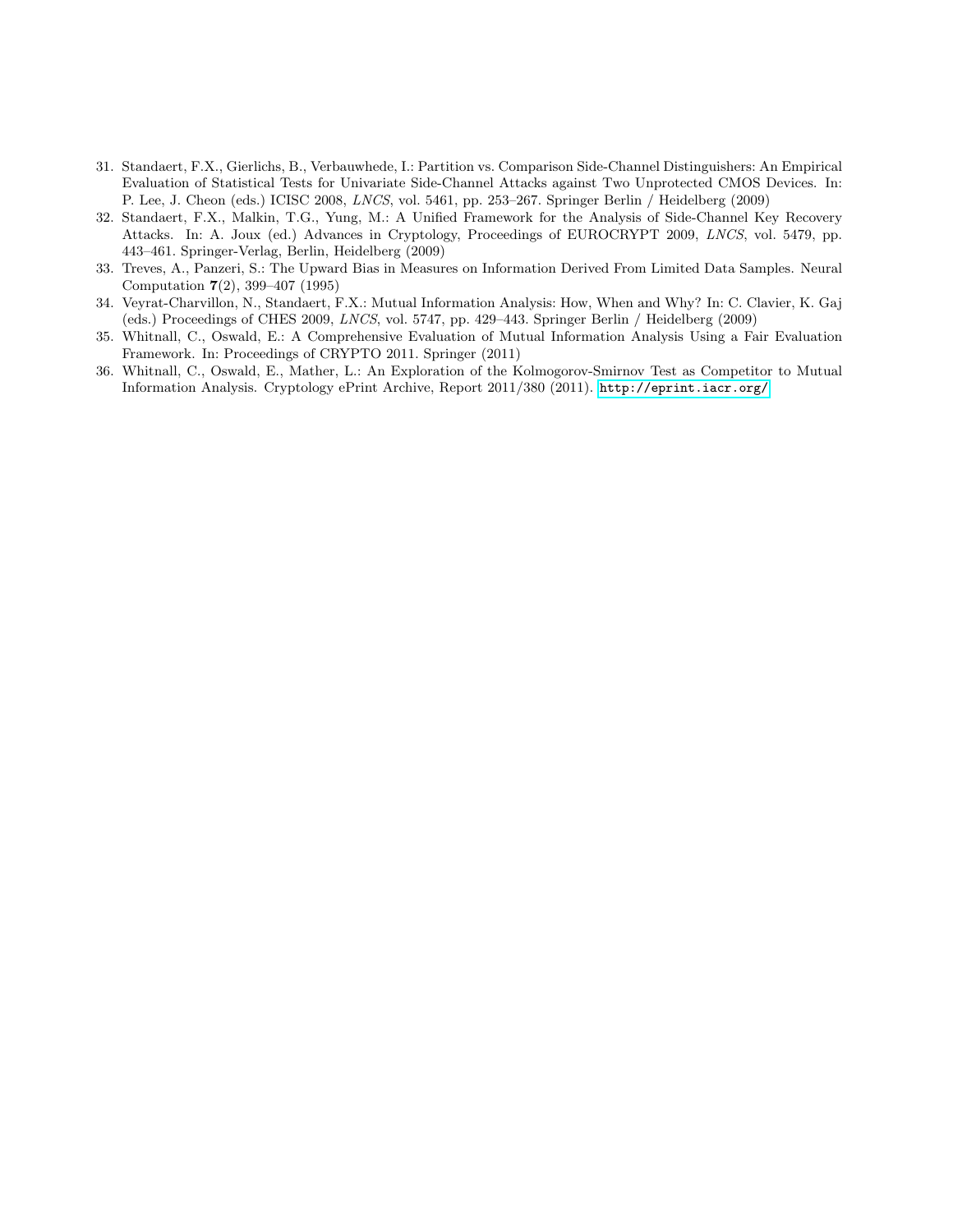31. Standaert, F.X., Gierlichs, B., Verbauwhede, I.: Partition vs. Comparison Side-Channel Distinguishers: An Empirical Evaluation of Statistical Tests for Univariate Side-Channel Attacks against Two Unprotected CMOS Devices. In: P. Lee, J. Cheon (eds.) ICISC 2008, *LNCS*, vol. 5461, pp. 253–267. Springer Berlin / Heidelberg (2009)
32. Standaert, F.X., Malkin, T.G., Yung, M.: A Unified Framework for the Analysis of Side-Channel Key Recovery Attacks. In: A. Joux (ed.) Advances in Cryptology, Proceedings of EUROCRYPT 2009, *LNCS*, vol. 5479, pp. 443–461. Springer-Verlag, Berlin, Heidelberg (2009)
33. Treves, A., Panzeri, S.: The Upward Bias in Measures on Information Derived From Limited Data Samples. Neural Computation **7**(2), 399–407 (1995)
34. Veyrat-Charvillon, N., Standaert, F.X.: Mutual Information Analysis: How, When and Why? In: C. Clavier, K. Gaj (eds.) Proceedings of CHES 2009, *LNCS*, vol. 5747, pp. 429–443. Springer Berlin / Heidelberg (2009)
35. Whitnall, C., Oswald, E.: A Comprehensive Evaluation of Mutual Information Analysis Using a Fair Evaluation Framework. In: Proceedings of CRYPTO 2011. Springer (2011)
36. Whitnall, C., Oswald, E., Mather, L.: An Exploration of the Kolmogorov-Smirnov Test as Competitor to Mutual Information Analysis. Cryptology ePrint Archive, Report 2011/380 (2011). http://eprint.iacr.org/